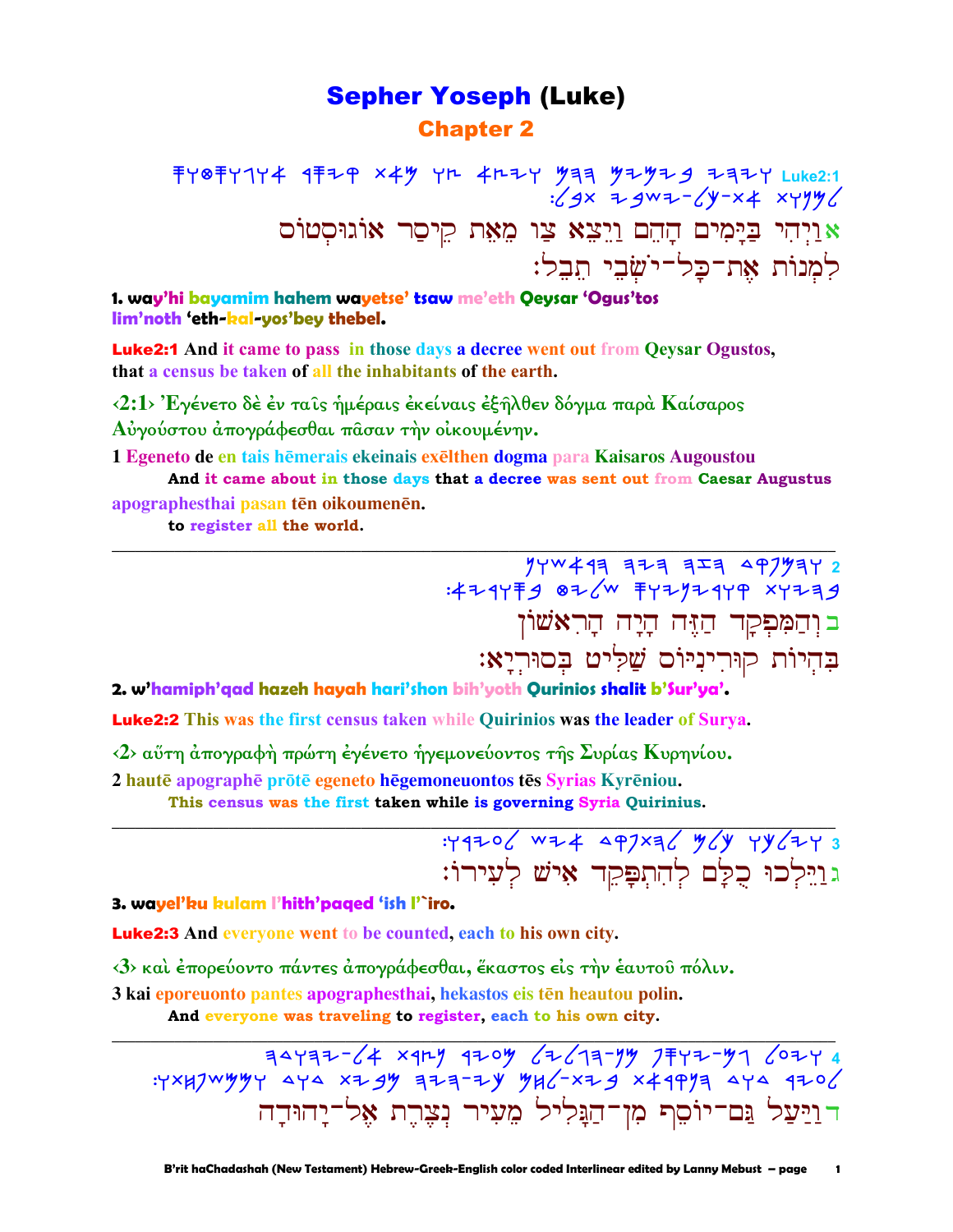# Sepher Yoseph (Luke)

## Chapter 2

Luke2:1

א וַיְהִי בַּיָּמִים הָהֵם וַיֵּצֵא צַו מֵאֵת קֵיסַר אוֹגוּסְטוֹס לִמְנוֹת אֶת־כָּל־יֹשְׁבֵי תֵבֵל׃

**1. way'hi bayamim hahem wayetse' tsaw me'eth Qeysar 'Ogus'tos lim'noth 'eth-kal-yos'bey thebel.**

**Luke2:1 And it came to pass in those days a decree went out from Qeysar Ogustos, that a census be taken of all the inhabitants of the earth.**

‹2:1› Ἐγένετο δὲ ἐν ταῖς ἡμέραις ἐκείναις ἐξῆλθεν δόγμα παρὰ Καίσαρος Αὐγούστου ἀπογράφεσθαι πᾶσαν τὴν οἰκουμένην.

1 Egeneto de en tais hēmerais ekeinais exēlthen dogma para Kaisaros Augoustou apographesthai pasan tēn oikoumenēn.

And it came about in those days that a decree was sent out from Caesar Augustus to register all the world.

---

2

ב וְהַמִּפְקָד הַזֶּה הָיָה הָרִאשׁוֹן בִּהְיוֹת קוּרִינִיּוֹס שַׁלִּיט בְּסוּרְיָא׃

**2. w'hamiph'qad hazeh hayah hari'shon bih'yoth Qurinios shalit b'Sur'ya'.**

**Luke2:2 This was the first census taken while Quirinios was the leader of Surya.**

‹2› αὕτη ἀπογραφὴ πρώτη ἐγένετο ἡγεμονεύοντος τῆς Συρίας Κυρηνίου.

2 hautē apographē prōtē egeneto hēgemoneuontos tēs Syrias Kyrēniou.

This census was the first taken while is governing Syria Quirinius.

---

3

ג וַיֵּלְכוּ כֻלָּם לְהִתְפָּקֵד אִישׁ לְעִירוֹ׃

**3. wayel'ku kulam l'hith'paqed 'ish l'`iro.**

**Luke2:3 And everyone went to be counted, each to his own city.**

‹3› καὶ ἐπορεύοντο πάντες ἀπογράφεσθαι, ἕκαστος εἰς τὴν ἑαυτοῦ πόλιν.

3 kai eporeuonto pantes apographesthai, hekastos eis tēn heautou polin.

And everyone was traveling to register, each to his own city.

---

4

ד וַיַּעַל גַּם־יוֹסֵף מִן־הַגָּלִיל מֵעִיר נְצֶרֶת אֶל־יְהוּדָה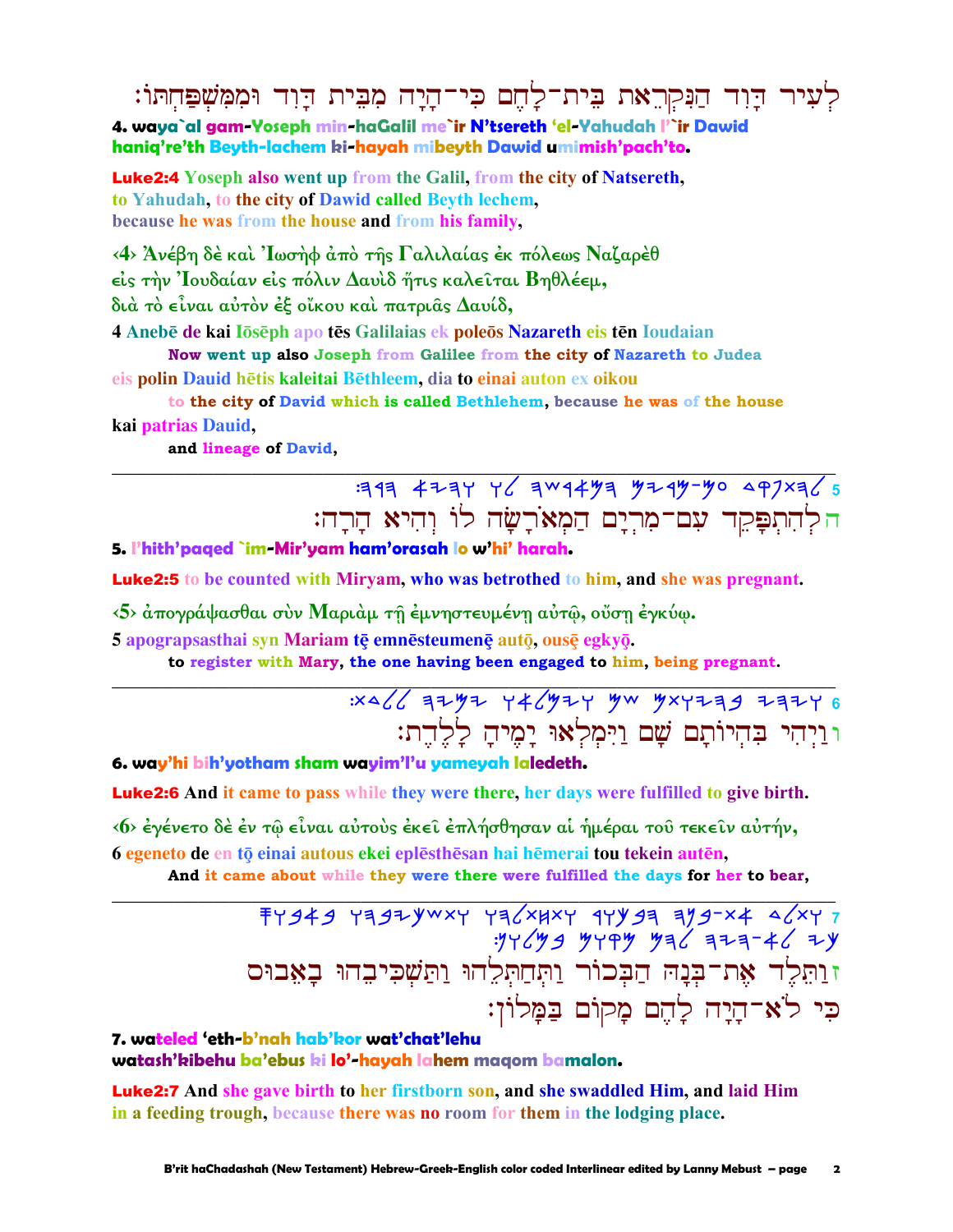לְעִיר דָּוִד הַנִּקְרֵאת בֵּית־לָחֶם כִּי־הָיָה מִבֵּית דָּוִד וּמִמִּשְׁפַּחְתּוֹ׃

**4. waya`al gam-Yoseph min-haGalil me`ir N'tsereth 'el-Yahudah l'`ir Dawid haniq're'th Beyth-lachem ki-hayah mibeyth Dawid umimish'pach'to.**

**Luke2:4** Yoseph also went up from the Galil, from the city of Natsereth, to Yahudah, to the city of Dawid called Beyth lechem, because he was from the house and from his family,

‹4› Ἀνέβη δὲ καὶ Ἰωσὴφ ἀπὸ τῆς Γαλιλαίας ἐκ πόλεως Ναζαρὲθ εἰς τὴν Ἰουδαίαν εἰς πόλιν Δαυὶδ ἥτις καλεῖται Βηθλέεμ, διὰ τὸ εἶναι αὐτὸν ἐξ οἴκου καὶ πατριᾶς Δαυίδ,

4 Anebē de kai Iōsēph apo tēs Galilaias ek poleōs Nazareth eis tēn Ioudaian
  **Now went up also Joseph from Galilee from the city of Nazareth to Judea**
eis polin Dauid hētis kaleitai Bēthleem, dia to einai auton ex oikou
  **to the city of David which is called Bethlehem, because he was of the house**
kai patrias Dauid,
  **and lineage of David,**

---

5 להתפקד עם-מרים המארשה לו והיא הרה׃
ה לְהִתְפָּקֵד עִם־מִרְיָם הַמְאֹרָשָׂה לוֹ וְהִיא הָרָה׃

**5. l'hith'paqed `im-Mir'yam ham'orasah lo w'hi' harah.**

**Luke2:5** to be counted with Miryam, who was betrothed to him, and she was pregnant.

‹5› ἀπογράψασθαι σὺν Μαριὰμ τῇ ἐμνηστευμένῃ αὐτῷ, οὔσῃ ἐγκύῳ.

5 apograpsasthai syn Mariam tē emnēsteumenē autō, ousē egkyō.
  **to register with Mary, the one having been engaged to him, being pregnant.**

---

6 ויהי בהיותם שם וימלאו ימיה ללדת׃
ו וַיְהִי בִּהְיוֹתָם שָׁם וַיִּמָּלְאוּ יָמֶיהָ לָלֶדֶת׃

**6. way'hi bih'yotham sham wayim'l'u yameyah laledeth.**

**Luke2:6** And it came to pass while they were there, her days were fulfilled to give birth.

‹6› ἐγένετο δὲ ἐν τῷ εἶναι αὐτοὺς ἐκεῖ ἐπλήσθησαν αἱ ἡμέραι τοῦ τεκεῖν αὐτήν,

6 egeneto de en tō einai autous ekei eplēsthēsan hai hēmerai tou tekein autēn,
  **And it came about while they were there were fulfilled the days for her to bear,**

---

7 ותלד את-בנה הבכור ותחתלהו ותשכיבהו באבוס כי לא-היה להם מקום במלון׃
ז וַתֵּלֶד אֶת־בְּנָהּ הַבְּכוֹר וַתְּחַתְּלֵהוּ וַתַּשְׁכִּיבֵהוּ בָּאֵבוּס כִּי לֹא־הָיָה לָהֶם מָקוֹם בַּמָּלוֹן׃

**7. wateled 'eth-b'nah hab'kor wat'chat'lehu watash'kibehu ba'ebus ki lo'-hayah lahem maqom bamalon.**

**Luke2:7** And she gave birth to her firstborn son, and she swaddled Him, and laid Him in a feeding trough, because there was no room for them in the lodging place.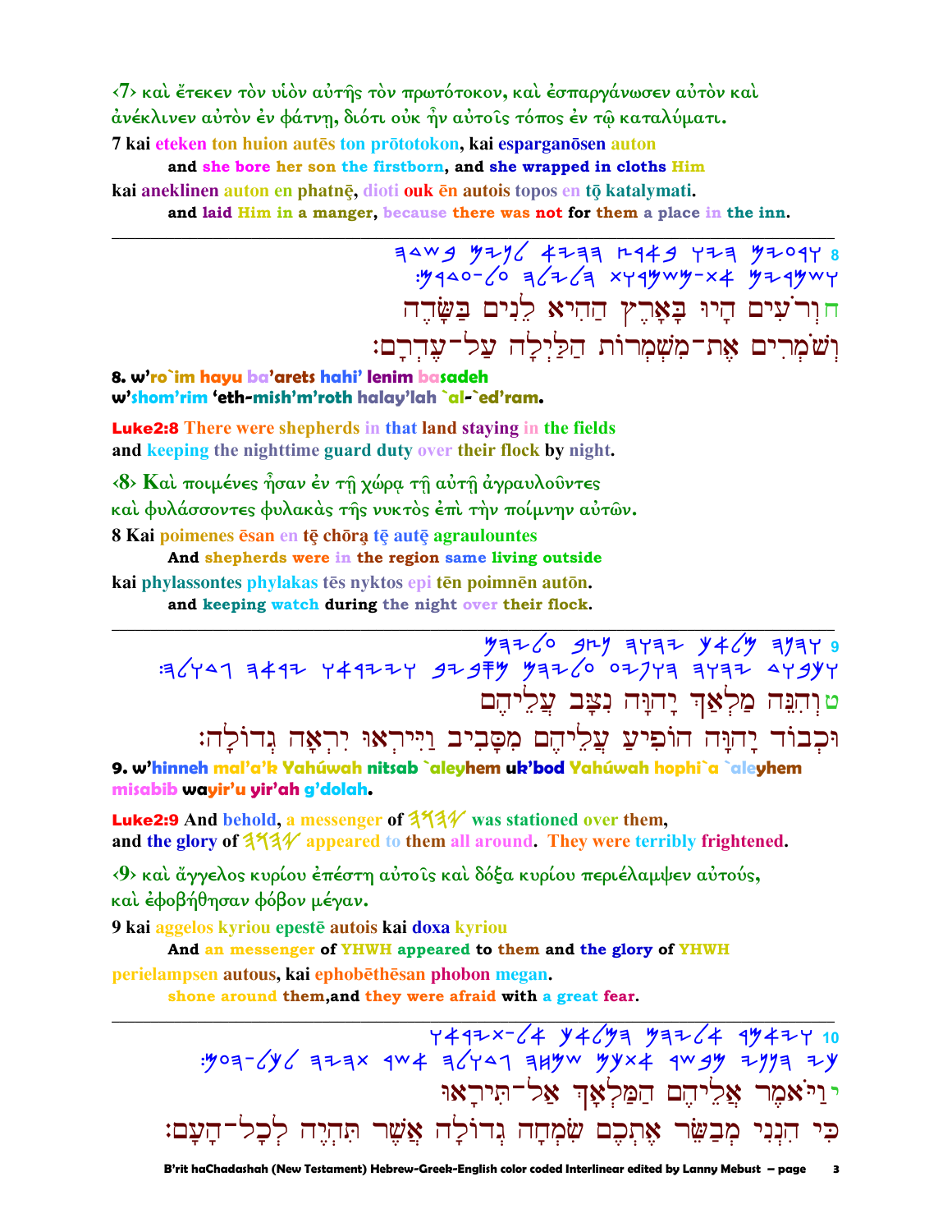‹7› καὶ ἔτεκεν τὸν υἱὸν αὐτῆς τὸν πρωτότοκον, καὶ ἐσπαργάνωσεν αὐτὸν καὶ ἀνέκλινεν αὐτὸν ἐν φάτνῃ, διότι οὐκ ἦν αὐτοῖς τόπος ἐν τῷ καταλύματι.

**7 kai eteken ton huion autēs ton prōtotokon, kai esparganōsen auton**

**and she bore her son the firstborn, and she wrapped in cloths Him**

**kai aneklinen auton en phatnē, dioti ouk ēn autois topos en tō katalymati.**

**and laid Him in a manger, because there was not for them a place in the inn.**

---

8 ורעים היו בארץ ההיא לנים בשדה ושמרים את-משמרות הלילה על-עדרם:

ח וְרֹעִים הָיוּ בָּאָרֶץ הַהִיא לָנִים בַּשָּׂדֶה
וְשֹׁמְרִים אֶת-מִשְׁמְרוֹת הַלַּיְלָה עַל-עֶדְרָם:

**8. w'ro`im hayu ba'arets hahi' lenim basadeh**
**w'shom'rim 'eth-mish'm'roth halay'lah `al-`ed'ram.**

**Luke2:8 There were shepherds in that land staying in the fields**
**and keeping the nighttime guard duty over their flock by night.**

‹8› Καὶ ποιμένες ἦσαν ἐν τῇ χώρᾳ τῇ αὐτῇ ἀγραυλοῦντες καὶ φυλάσσοντες φυλακὰς τῆς νυκτὸς ἐπὶ τὴν ποίμνην αὐτῶν.

**8 Kai poimenes ēsan en tē chōra tē autē agraulountes**

**And shepherds were in the region same living outside**

**kai phylassontes phylakas tēs nyktos epi tēn poimnēn autōn.**

**and keeping watch during the night over their flock.**

---

9 והנה מלאך יהוה נצב עליהם וכבוד יהוה הופיע עליהם מסביב וייראו יראה גדולה:

ט וְהִנֵּה מַלְאַךְ יָהוָּה נִצָּב עֲלֵיהֶם
וּכְבוֹד יָהוָּה הוֹפִיעַ עֲלֵיהֶם מִסָּבִיב וַיִּירְאוּ יִרְאָה גְדוֹלָה:

**9. w'hinneh mal'a'k Yahúwah nitsab `aleyhem uk'bod Yahúwah hophi`a `aleyhem misabib wayir'u yir'ah g'dolah.**

**Luke2:9 And behold, a messenger of יהוה was stationed over them,**
**and the glory of יהוה appeared to them all around. They were terribly frightened.**

‹9› καὶ ἄγγελος κυρίου ἐπέστη αὐτοῖς καὶ δόξα κυρίου περιέλαμψεν αὐτούς, καὶ ἐφοβήθησαν φόβον μέγαν.

**9 kai aggelos kyriou epestē autois kai doxa kyriou**

**And an messenger of YHWH appeared to them and the glory of YHWH**

**perielampsen autous, kai ephobēthēsan phobon megan.**

**shone around them,and they were afraid with a great fear.**

---

10 ויאמר אליהם המלאך אל-תיראו כי הנני מבשר אתכם שמחה גדולה אשר תהיה לכל-העם:

י וַיֹּאמֶר אֲלֵיהֶם הַמַּלְאָךְ אַל-תִּירָאוּ
כִּי הִנְנִי מְבַשֵּׂר אֶתְכֶם שִׂמְחָה גְדוֹלָה אֲשֶׁר תִּהְיֶה לְכָל-הָעָם: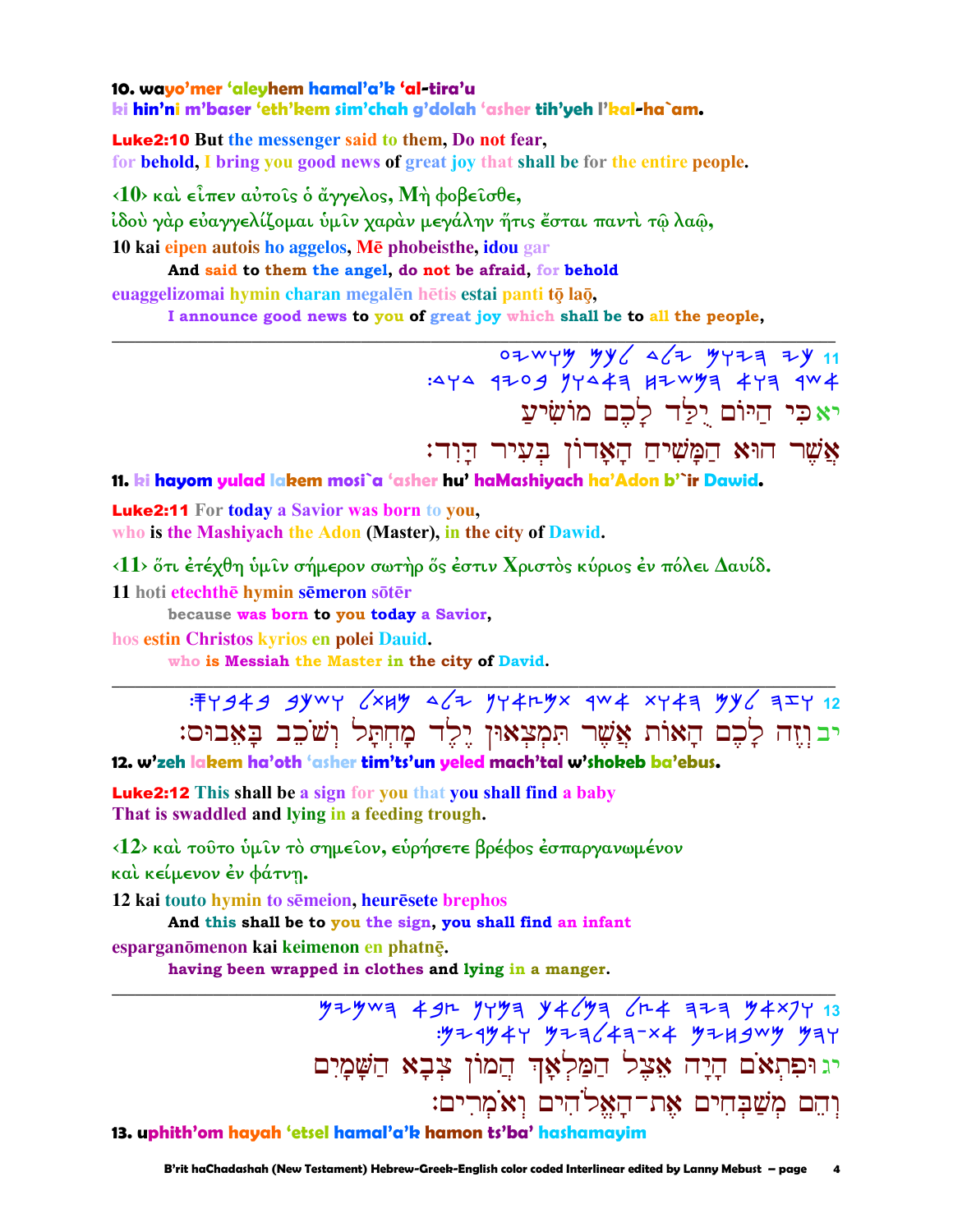**10. wayo'mer 'aleyhem hamal'a'k 'al-tira'u**
**ki hin'ni m'baser 'eth'kem sim'chah g'dolah 'asher tih'yeh l'kal-ha`am.**

**Luke2:10** But the messenger said to them, Do not fear,
for behold, I bring you good news of great joy that shall be for the entire people.

‹10› καὶ εἶπεν αὐτοῖς ὁ ἄγγελος, Μὴ φοβεῖσθε,
ἰδοὺ γὰρ εὐαγγελίζομαι ὑμῖν χαρὰν μεγάλην ἥτις ἔσται παντὶ τῷ λαῷ,

10 kai eipen autois ho aggelos, Mē phobeisthe, idou gar
**And said to them the angel, do not be afraid, for behold**
euaggelizomai hymin charan megalēn hētis estai panti tō laō,
**I announce good news to you of great joy which shall be to all the people,**

---

11 כי היום ילד לכם מושיע
אשר הוא המשיח האדון בעיר דוד:

יא כִּי הַיּוֹם יֻלַּד לָכֶם מוֹשִׁיעַ
אֲשֶׁר הוּא הַמָּשִׁיחַ הָאָדוֹן בְּעִיר דָּוִד:

**11. ki hayom yulad lakem mosi`a 'asher hu' haMashiyach ha'Adon b'`ir Dawid.**

**Luke2:11** For today a Savior was born to you,
who is the Mashiyach the Adon (Master), in the city of Dawid.

‹11› ὅτι ἐτέχθη ὑμῖν σήμερον σωτὴρ ὅς ἐστιν Χριστὸς κύριος ἐν πόλει Δαυίδ.

11 hoti etechthē hymin sēmeron sōtēr
**because was born to you today a Savior,**
hos estin Christos kyrios en polei Dauid.
**who is Messiah the Master in the city of David.**

---

12 וזה לכם האות אשר תמצאון ילד מחתל ושכב באבוס:

יב וְזֶה לָכֶם הָאוֹת אֲשֶׁר תִּמְצְאוּן יֶלֶד מְחֻתָּל וְשֹׁכֵב בָּאֵבוּס:

**12. w'zeh lakem ha'oth 'asher tim'ts'un yeled mach'tal w'shokeb ba'ebus.**

**Luke2:12** This shall be a sign for you that you shall find a baby
That is swaddled and lying in a feeding trough.

‹12› καὶ τοῦτο ὑμῖν τὸ σημεῖον, εὑρήσετε βρέφος ἐσπαργανωμένον
καὶ κείμενον ἐν φάτνῃ.

12 kai touto hymin to sēmeion, heurēsete brephos
**And this shall be to you the sign, you shall find an infant**
esparganōmenon kai keimenon en phatnē.
**having been wrapped in clothes and lying in a manger.**

---

13 ופתאם היה אצל המלאך המון צבא השמים
והם משבחים את-האלהים ואמרים:

יג וּפִתְאֹם הָיָה אֵצֶל הַמַּלְאָךְ הֲמוֹן צְבָא הַשָּׁמַיִם
וְהֵם מְשַׁבְּחִים אֶת־הָאֱלֹהִים וְאֹמְרִים:

**13. uphith'om hayah 'etsel hamal'a'k hamon ts'ba' hashamayim**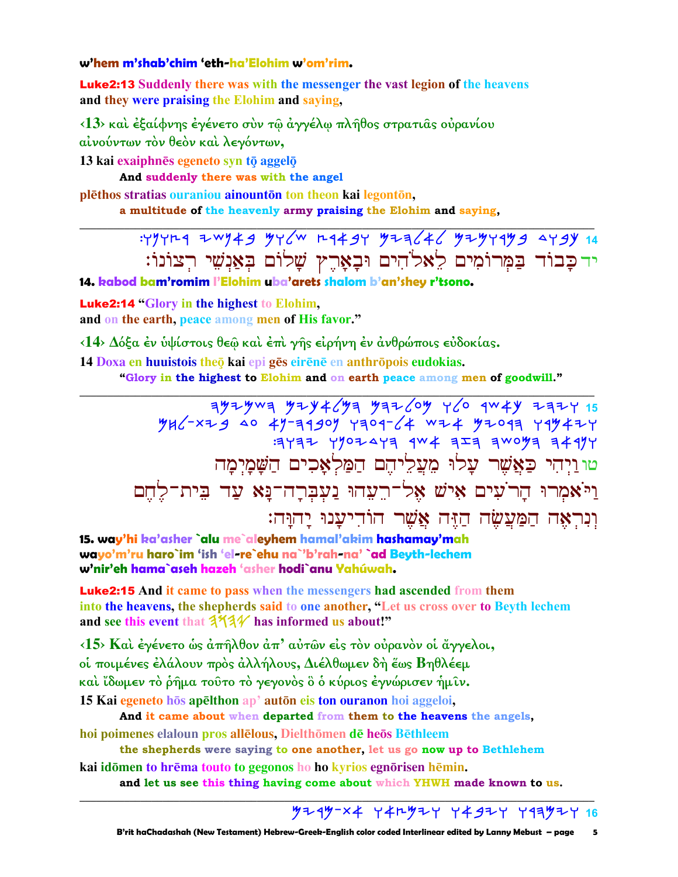**w'hem m'shab'chim 'eth-ha'Elohim w'om'rim.**

**Luke2:13** Suddenly there was with the messenger the vast legion of the heavens and they were praising the Elohim and saying,

‹13› καὶ ἐξαίφνης ἐγένετο σὺν τῷ ἀγγέλῳ πλῆθος στρατιᾶς οὐρανίου αἰνούντων τὸν θεὸν καὶ λεγόντων,

**13 kai exaiphnēs egeneto syn tō aggelō**
**And suddenly there was with the angel**
**plēthos stratias ouraniou ainountōn ton theon kai legontōn,**
**a multitude of the heavenly army praising the Elohim and saying,**

---

14 יד כָבוֹד בַּמְּרוֹמִים לֵאלֹהִים וּבָאָרֶץ שָׁלוֹם בְּאַנְשֵׁי רְצוֹנוֹ׃

**14. kabod bam'romim l'Elohim uba'arets shalom b'an'shey r'tsono.**

**Luke2:14** "Glory in the highest to Elohim, and on the earth, peace among men of His favor."

‹14› Δόξα ἐν ὑψίστοις θεῷ καὶ ἐπὶ γῆς εἰρήνη ἐν ἀνθρώποις εὐδοκίας.

**14 Doxa en huuistois theō kai epi gēs eirēnē en anthrōpois eudokias.**
**"Glory in the highest to Elohim and on earth peace among men of goodwill."**

---

15 טו וַיְהִי כַּאֲשֶׁר עָלוּ מֵעֲלֵיהֶם הַמַּלְאָכִים הַשָּׁמָיְמָה וַיֹּאמְרוּ הָרֹעִים אִישׁ אֶל־רֵעֵהוּ נַעְבְּרָה־נָּא עַד בֵּית־לֶחֶם וְנִרְאֶה הַמַּעֲשֶׂה הַזֶּה אֲשֶׁר הוֹדִיעָנוּ יָהוָּה׃

**15. way'hi ka'asher `alu me`aleyhem hamal'akim hashamay'mah wayo'm'ru haro`im 'ish 'el-re`ehu na`'b'rah-na' `ad Beyth-lechem w'nir'eh hama`aseh hazeh 'asher hodi`anu Yahúwah.**

**Luke2:15** And it came to pass when the messengers had ascended from them into the heavens, the shepherds said to one another, "Let us cross over to Beyth lechem and see this event that יהוה has informed us about!"

‹15› Καὶ ἐγένετο ὡς ἀπῆλθον ἀπ' αὐτῶν εἰς τὸν οὐρανὸν οἱ ἄγγελοι, οἱ ποιμένες ἐλάλουν πρὸς ἀλλήλους, Διέλθωμεν δὴ ἕως Βηθλέεμ καὶ ἴδωμεν τὸ ῥῆμα τοῦτο τὸ γεγονὸς ὃ ὁ κύριος ἐγνώρισεν ἡμῖν.

**15 Kai egeneto hōs apēlthon ap' autōn eis ton ouranon hoi aggeloi,**
**And it came about when departed from them to the heavens the angels,**
**hoi poimenes elaloun pros allēlous, Dielthōmen dē heōs Bēthleem**
**the shepherds were saying to one another, let us go now up to Bethlehem**
**kai idōmen to hrēma touto to gegonos ho ho kyrios egnōrisen hēmin.**
**and let us see this thing having come about which YHWH made known to us.**

---

16 ויבאו וימצאו את־מרים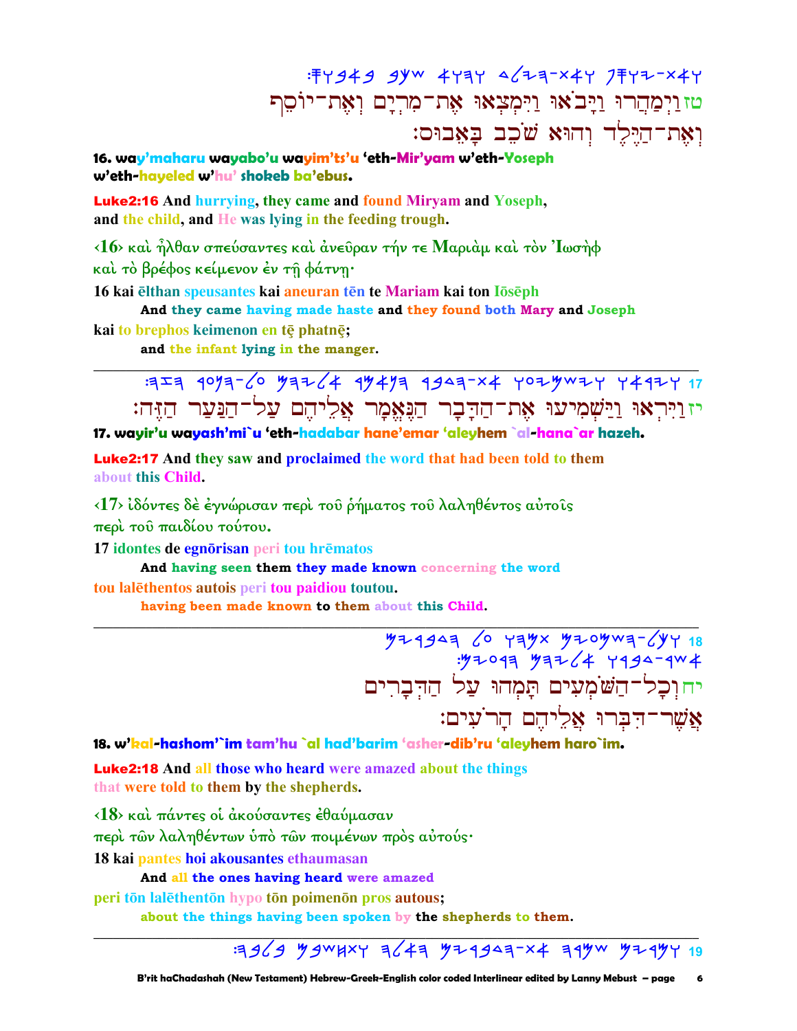:ܣܘܣܒܐܒ ܒܟܫ ܐܘܗܘ ܕܠܝܗ-ܬܐܘ

טזוַיְמַהֲרוּ וַיָּבֹאוּ וַיִּמְצְאוּ אֶת־מִרְיָם וְאֶת־יוֹסֵף וְאֶת־הַיֶּלֶד וְהוּא שֹׁכֵב בָּאֵבוּס׃

**16. way'maharu wayabo'u wayim'ts'u 'eth-Mir'yam w'eth-Yoseph w'eth-hayeled w'hu' shokeb ba'ebus.**

**Luke2:16** And hurrying, they came and found Miryam and Yoseph, and the child, and He was lying in the feeding trough.

‹16› καὶ ἦλθαν σπεύσαντες καὶ ἀνεῦραν τήν τε Μαριὰμ καὶ τὸν Ἰωσὴφ καὶ τὸ βρέφος κείμενον ἐν τῇ φάτνῃ·

16 kai ēlthan speusantes kai aneuran tēn te Mariam kai ton Iōsēph

**And they came having made haste and they found both Mary and Joseph**

kai to brephos keimenon en tē phatnē;

**and the infant lying in the manger.**

---

יזוַיִּרְאוּ וַיַּשְׁמִיעוּ אֶת־הַדָּבָר הַנֶּאֱמָר אֲלֵיהֶם עַל־הַנַּעַר הַזֶּה׃

**17. wayir'u wayash'mi`u 'eth-hadabar hane'emar 'aleyhem `al-hana`ar hazeh.**

**Luke2:17** And they saw and proclaimed the word that had been told to them about this Child.

‹17› ἰδόντες δὲ ἐγνώρισαν περὶ τοῦ ῥήματος τοῦ λαληθέντος αὐτοῖς περὶ τοῦ παιδίου τούτου.

17 idontes de egnōrisan peri tou hrēmatos

**And having seen them they made known concerning the word**

tou lalēthentos autois peri tou paidiou toutou.

**having been made known to them about this Child.**

---

יחוְכָל־הַשֹּׁמְעִים תָּמְהוּ עַל הַדְּבָרִים אֲשֶׁר־דִּבְּרוּ אֲלֵיהֶם הָרֹעִים׃

**18. w'kal-hashom'`im tam'hu `al had'barim 'asher-dib'ru 'aleyhem haro`im.**

**Luke2:18** And all those who heard were amazed about the things that were told to them by the shepherds.

‹18› καὶ πάντες οἱ ἀκούσαντες ἐθαύμασαν περὶ τῶν λαληθέντων ὑπὸ τῶν ποιμένων πρὸς αὐτούς·

18 kai pantes hoi akousantes ethaumasan

**And all the ones having heard were amazed**

peri tōn lalēthentōn hypo tōn poimenōn pros autous;

**about the things having been spoken by the shepherds to them.**

---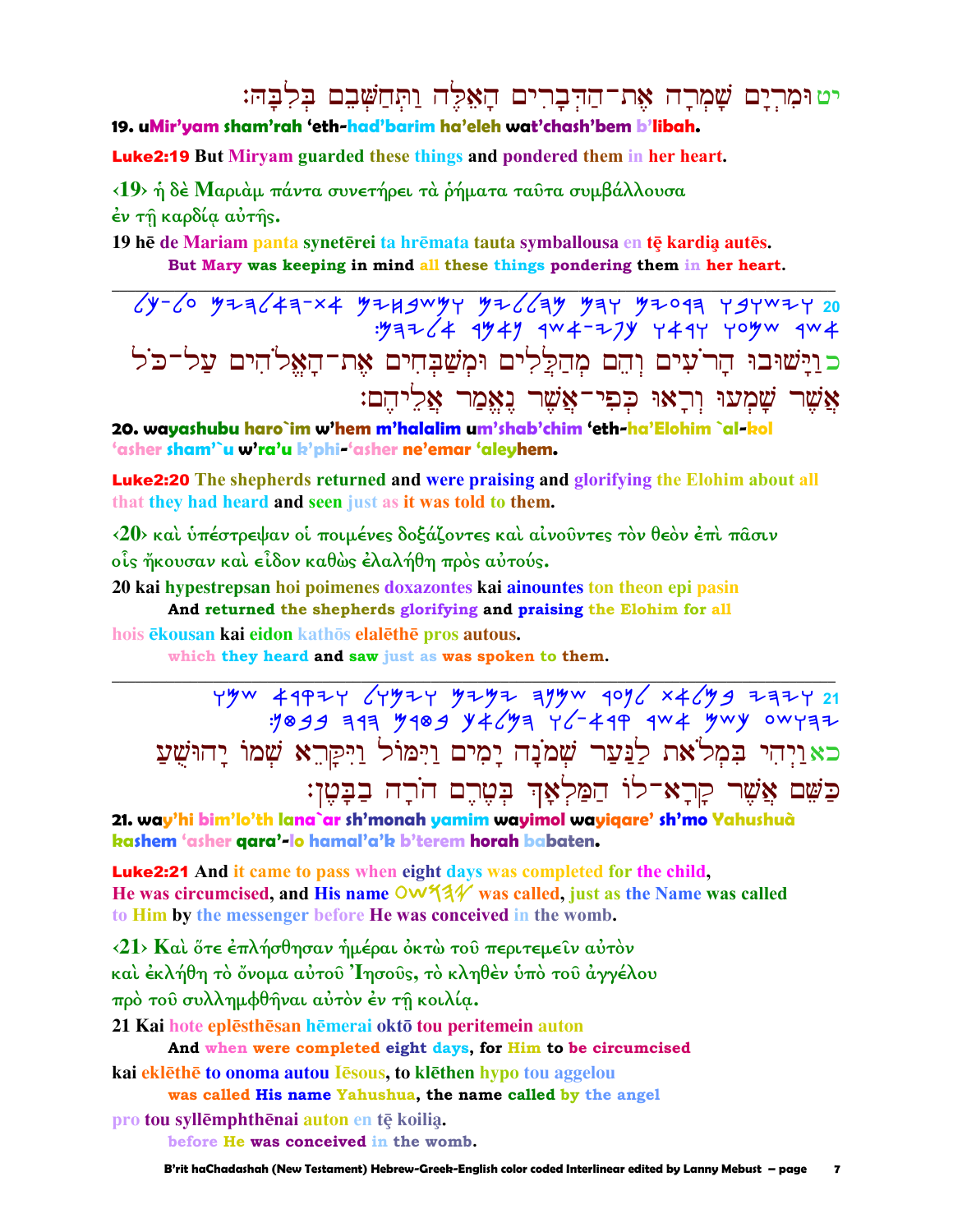יט וּמִרְיָם שָׁמְרָה אֶת־הַדְּבָרִים הָאֵלֶּה וַתְּחַשְּׁבֵם בְּלִבָּהּ׃

**19. uMir'yam sham'rah 'eth-had'barim ha'eleh wat'chash'bem b'libah.**

**Luke2:19 But Miryam guarded these things and pondered them in her heart.**

‹19› ἡ δὲ Μαριὰμ πάντα συνετήρει τὰ ῥήματα ταῦτα συμβάλλουσα ἐν τῇ καρδίᾳ αὐτῆς.

**19 hē de Mariam panta synetērei ta hrēmata tauta symballousa en tę kardią autēs.**
**But Mary was keeping in mind all these things pondering them in her heart.**

---

20 ויּשׁובו הרעים והם מהללים ומשׁבחים את־האלהים על־כל אשׁר שׁמעו וראו כפי־אשׁר נאמר אליהם׃

כ וַיָּשׁוּבוּ הָרֹעִים וְהֵם מְהַלֲלִים וּמְשַׁבְּחִים אֶת־הָאֱלֹהִים עַל־כֹּל אֲשֶׁר שָׁמְעוּ וְרָאוּ כְּפִי־אֲשֶׁר נֶאֱמַר אֲלֵיהֶם׃

**20. wayashubu haro`im w'hem m'halalim um'shab'chim 'eth-ha'Elohim `al-kol 'asher sham'`u w'ra'u k'phi-'asher ne'emar 'aleyhem.**

**Luke2:20 The shepherds returned and were praising and glorifying the Elohim about all that they had heard and seen just as it was told to them.**

‹20› καὶ ὑπέστρεψαν οἱ ποιμένες δοξάζοντες καὶ αἰνοῦντες τὸν θεὸν ἐπὶ πᾶσιν οἷς ἤκουσαν καὶ εἶδον καθὼς ἐλαλήθη πρὸς αὐτούς.

**20 kai hypestrepsan hoi poimenes doxazontes kai ainountes ton theon epi pasin**
**And returned the shepherds glorifying and praising the Elohim for all**

**hois ēkousan kai eidon kathōs elalēthē pros autous.**
**which they heard and saw just as was spoken to them.**

---

21 ויהי במלאת לנער שׁמנה ימים וימול ויקרא שׁמו יהושׁע כשׁם אשׁר קרא־לו המלאך בטרם הרה בבטן׃

כא וַיְהִי בִּמְלֹאת לַנַּעַר שְׁמֹנָה יָמִים וַיִּמּוֹל וַיִּקָּרֵא שְׁמוֹ יָהוּשֻׁעַ כַּשֵּׁם אֲשֶׁר קָרָא־לוֹ הַמַּלְאָךְ בְּטֶרֶם הֹרָה בַבָּטֶן׃

**21. way'hi bim'lo'th lana`ar sh'monah yamim wayimol wayiqare' sh'mo Yahushuà kashem 'asher qara'-lo hamal'a'k b'terem horah babaten.**

**Luke2:21 And it came to pass when eight days was completed for the child, He was circumcised, and His name יהושע was called, just as the Name was called to Him by the messenger before He was conceived in the womb.**

‹21› Καὶ ὅτε ἐπλήσθησαν ἡμέραι ὀκτὼ τοῦ περιτεμεῖν αὐτὸν καὶ ἐκλήθη τὸ ὄνομα αὐτοῦ Ἰησοῦς, τὸ κληθὲν ὑπὸ τοῦ ἀγγέλου πρὸ τοῦ συλλημφθῆναι αὐτὸν ἐν τῇ κοιλίᾳ.

**21 Kai hote eplēsthēsan hēmerai oktō tou peritemein auton**
**And when were completed eight days, for Him to be circumcised**

**kai eklēthē to onoma autou Iēsous, to klēthen hypo tou aggelou**
**was called His name Yahushua, the name called by the angel**

**pro tou syllēmphthēnai auton en tę koilią.**
**before He was conceived in the womb.**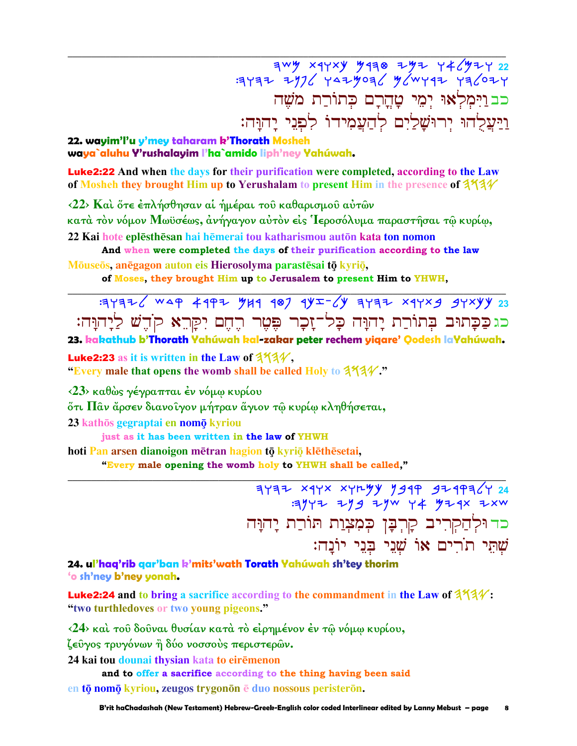22 ויםלאו ימי טהרם כתורת משה ויעלהו ירושלים להעמידו לפני יהוה:

כב וַיִּמָּלְאוּ יְמֵי טָהֳרָם כְּתוֹרַת מֹשֶׁה וַיַּעֲלֻהוּ יְרוּשָׁלַיִם לְהַעֲמִידוֹ לִפְנֵי יָהוָּה:

**22. wayim'l'u y'mey taharam k'Thorath Mosheh waya`aluhu Y'rushalayim l'ha`amido liph'ney Yahúwah.**

**Luke2:22** And when the days for their purification were completed, according to the Law of Mosheh they brought Him up to Yerushalam to present Him in the presence of יהוה

‹22› Καὶ ὅτε ἐπλήσθησαν αἱ ἡμέραι τοῦ καθαρισμοῦ αὐτῶν κατὰ τὸν νόμον Μωϋσέως, ἀνήγαγον αὐτὸν εἰς Ἱεροσόλυμα παραστῆσαι τῷ κυρίῳ,

22 Kai hote eplēsthēsan hai hēmerai tou katharismou autōn kata ton nomon
**And when were completed the days of their purification according to the law**

Mōuseōs, anēgagon auton eis Hierosolyma parastēsai tō kyriō,
**of Moses, they brought Him up to Jerusalem to present Him to YHWH,**

---

23 ככתוב בתורת יהוה כל-זכר פטר רחם יקרא קדש ליהוה:

כג כַּכָּתוּב בְּתוֹרַת יָהוָּה כָּל־זָכָר פֶּטֶר רֶחֶם יִקָּרֵא קֹדֶשׁ לַיָהוָּה:

**23. kakathub b'Thorath Yahúwah kal-zakar peter rechem yiqare' Qodesh laYahúwah.**

**Luke2:23** as it is written in the Law of יהוה, "Every male that opens the womb shall be called Holy to יהוה."

‹23› καθὼς γέγραπται ἐν νόμῳ κυρίου ὅτι Πᾶν ἄρσεν διανοῖγον μήτραν ἅγιον τῷ κυρίῳ κληθήσεται,

23 kathōs gegraptai en nomō kyriou
**just as it has been written in the law of YHWH**

hoti Pan arsen dianoigon mētran hagion tō kyriō klēthēsetai,
**"Every male opening the womb holy to YHWH shall be called,"**

---

24 ולהקריב קרבן כמצות תורת יהוה שתי תרים או שני בני יונה:

כד וּלְהַקְרִיב קָרְבָּן כְּמִצְוַת תּוֹרַת יָהוָּה שְׁתֵּי תֹרִים אוֹ שְׁנֵי בְּנֵי יוֹנָה:

**24. ul'haq'rib qar'ban k'mits'wath Torath Yahúwah sh'tey thorim 'o sh'ney b'ney yonah.**

**Luke2:24** and to bring a sacrifice according to the commandment in the Law of יהוה: "two turtledoves or two young pigeons."

‹24› καὶ τοῦ δοῦναι θυσίαν κατὰ τὸ εἰρημένον ἐν τῷ νόμῳ κυρίου, ζεῦγος τρυγόνων ἢ δύο νοσσοὺς περιστερῶν.

24 kai tou dounai thysian kata to eirēmenon
**and to offer a sacrifice according to the thing having been said**

en tō nomō kyriou, zeugos trygonōn ē duo nossous peristerōn.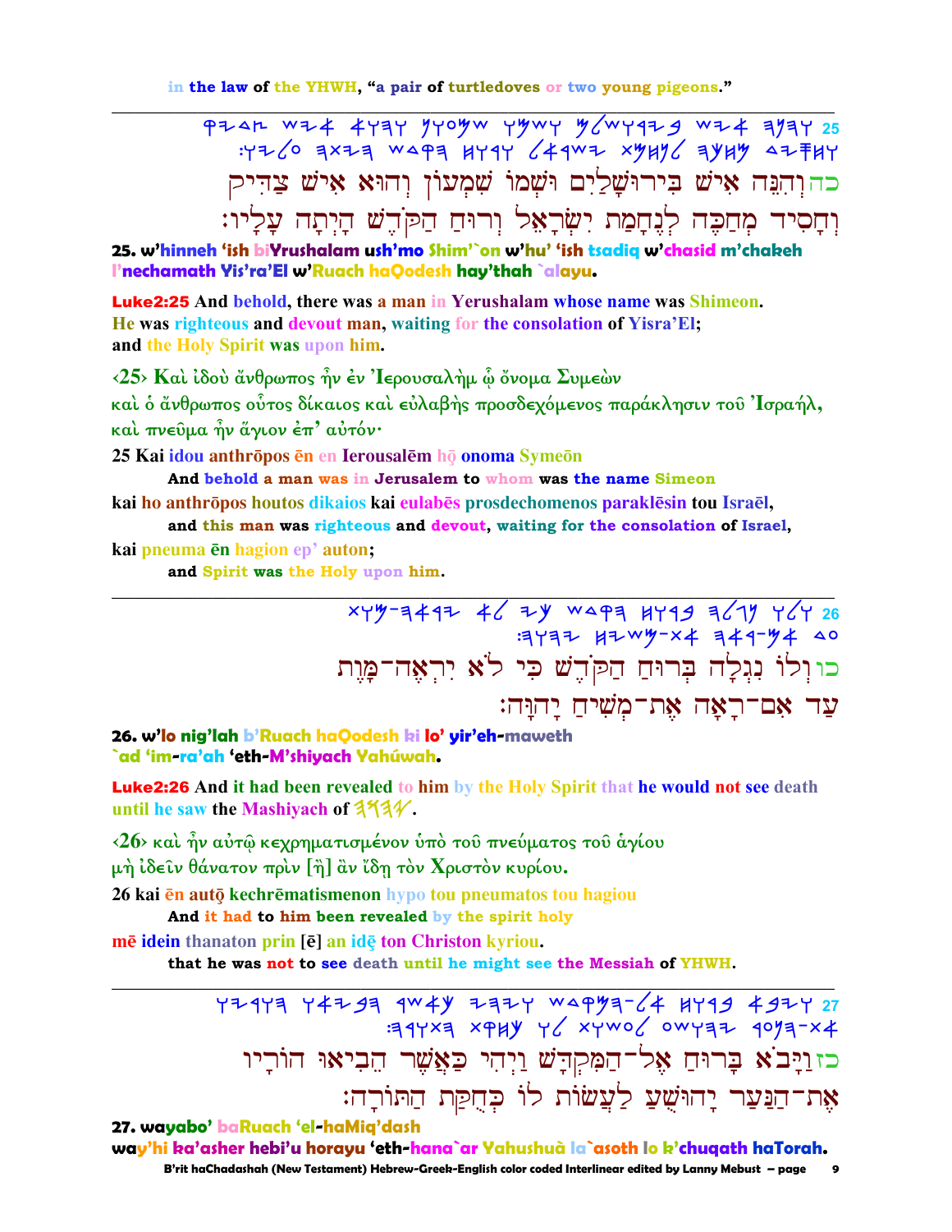in the law of the YHWH, "a pair of turtledoves or two young pigeons."

---

כה וְהִנֵּה אִישׁ בִּירוּשָׁלַיִם וּשְׁמוֹ שִׁמְעוֹן וְהוּא אִישׁ צַדִּיק וְחָסִיד מְחַכֶּה לְנֶחָמַת יִשְׂרָאֵל וְרוּחַ הַקֹּדֶשׁ הָיְתָה עָלָיו׃

**25. w'hinneh 'ish biYrushalam ush'mo Shim'`on w'hu' 'ish tsadiq w'chasid m'chakeh l'nechamath Yis'ra'El w'Ruach haQodesh hay'thah `alayu.**

**Luke2:25** And behold, there was a man in Yerushalam whose name was Shimeon. He was righteous and devout man, waiting for the consolation of Yisra'El; and the Holy Spirit was upon him.

‹25› Καὶ ἰδοὺ ἄνθρωπος ἦν ἐν Ἰερουσαλὴμ ᾧ ὄνομα Συμεὼν καὶ ὁ ἄνθρωπος οὗτος δίκαιος καὶ εὐλαβὴς προσδεχόμενος παράκλησιν τοῦ Ἰσραήλ, καὶ πνεῦμα ἦν ἅγιον ἐπ' αὐτόν·

25 Kai idou anthrōpos ēn en Ierousalēm hō onoma Symeōn
**And behold a man was in Jerusalem to whom was the name Simeon**
kai ho anthrōpos houtos dikaios kai eulabēs prosdechomenos paraklēsin tou Israēl,
**and this man was righteous and devout, waiting for the consolation of Israel,**
kai pneuma ēn hagion ep' auton;
**and Spirit was the Holy upon him.**

---

כו וְלוֹ נִגְלָה בְּרוּחַ הַקֹּדֶשׁ כִּי לֹא יִרְאֶה־מָּוֶת עַד אִם־רָאָה אֶת־מְשִׁיחַ יָהוּוָה׃

**26. w'lo nig'lah b'Ruach haQodesh ki lo' yir'eh-maweth `ad 'im-ra'ah 'eth-M'shiyach Yahúwah.**

**Luke2:26** And it had been revealed to him by the Holy Spirit that he would not see death until he saw the Mashiyach of 𐤉𐤄𐤅𐤄.

‹26› καὶ ἦν αὐτῷ κεχρηματισμένον ὑπὸ τοῦ πνεύματος τοῦ ἁγίου μὴ ἰδεῖν θάνατον πρὶν [ἢ] ἂν ἴδῃ τὸν Χριστὸν κυρίου.

26 kai ēn autō kechrēmatismenon hypo tou pneumatos tou hagiou
**And it had to him been revealed by the spirit holy**
mē idein thanaton prin [ē] an idē ton Christon kyriou.
**that he was not to see death until he might see the Messiah of YHWH.**

---

כז וַיָּבֹא בָּרוּחַ אֶל־הַמִּקְדָּשׁ וַיְהִי כַּאֲשֶׁר הֵבִיאוּ הוֹרָיו אֶת־הַנַּעַר יָהוּשֻׁעַ לַעֲשׂוֹת לוֹ כְּחֻקַּת הַתּוֹרָה׃

**27. wayabo' baRuach 'el-haMiq'dash way'hi ka'asher hebi'u horayu 'eth-hana`ar Yahushuà la`asoth lo k'chuqath haTorah.**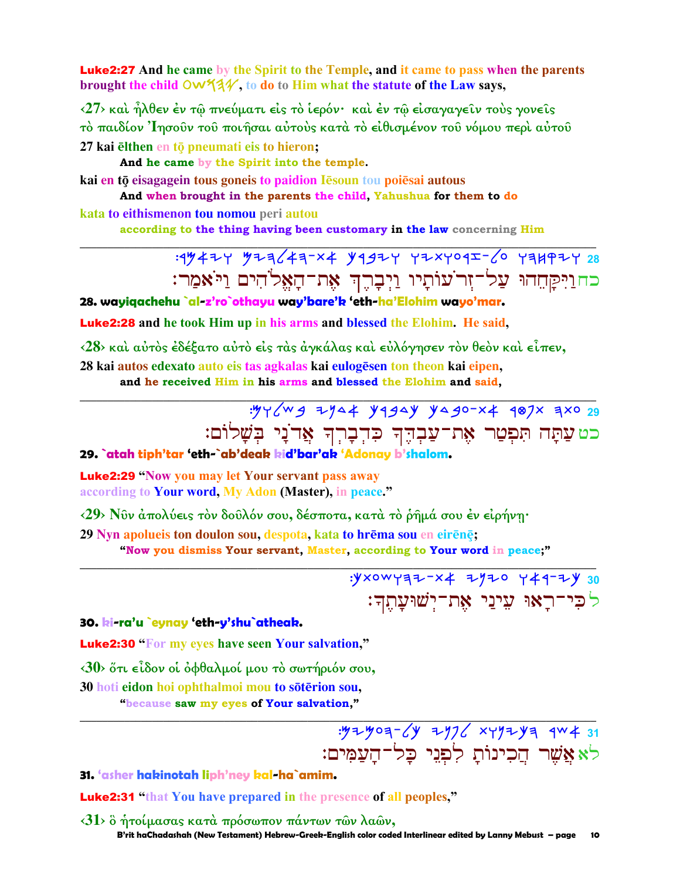**Luke2:27** And he came by the Spirit to the Temple, and it came to pass when the parents brought the child OWY𐤄𐤉, to do to Him what the statute of the Law says,

‹27› καὶ ἦλθεν ἐν τῷ πνεύματι εἰς τὸ ἱερόν· καὶ ἐν τῷ εἰσαγαγεῖν τοὺς γονεῖς τὸ παιδίον Ἰησοῦν τοῦ ποιῆσαι αὐτοὺς κατὰ τὸ εἰθισμένον τοῦ νόμου περὶ αὐτοῦ

27 kai ēlthen en tō pneumati eis to hieron;
  **And he came by the Spirit into the temple.**

kai en tō eisagagein tous goneis to paidion Iēsoun tou poiēsai autous
  **And when brought in the parents the child, Yahushua for them to do**

kata to eithismenon tou nomou peri autou
  **according to the thing having been customary in the law concerning Him**

---

28 :𐤅𐤉𐤒𐤇𐤄𐤅 𐤏𐤋-𐤆𐤓𐤏𐤕𐤉𐤅 𐤅𐤉𐤁𐤓𐤊 𐤀𐤕-𐤄𐤀𐤋𐤄𐤉𐤌 𐤅𐤉𐤀𐤌𐤓

כחוַיִּקָּחֵהוּ עַל־זְרֹעוֹתָיו וַיְבָרֶךְ אֶת־הָאֱלֹהִים וַיֹּאמַר׃

**28. wayiqachehu `al-z'ro`othayu way'bare'k 'eth-ha'Elohim wayo'mar.**

**Luke2:28** and he took Him up in his arms and blessed the Elohim. He said,

‹28› καὶ αὐτὸς ἐδέξατο αὐτὸ εἰς τὰς ἀγκάλας καὶ εὐλόγησεν τὸν θεὸν καὶ εἶπεν,

28 kai autos edexato auto eis tas agkalas kai eulogēsen ton theon kai eipen,
  **and he received Him in his arms and blessed the Elohim and said,**

---

29 :𐤏𐤕𐤄 𐤕𐤐𐤈𐤓 𐤀𐤕-𐤏𐤁𐤃𐤊 𐤊𐤃𐤁𐤓𐤊 𐤀𐤃𐤍𐤉 𐤁𐤔𐤋𐤅𐤌

כטעַתָּה תְּפַטֵּר אֶת־עַבְדְּךָ כִּדְבָרְךָ אֲדֹנָי בְּשָׁלוֹם׃

**29. `atah tiph'tar 'eth-`ab'deak kid'bar'ak 'Adonay b'shalom.**

**Luke2:29** "Now you may let Your servant pass away according to Your word, My Adon (Master), in peace."

‹29› Νῦν ἀπολύεις τὸν δοῦλόν σου, δέσποτα, κατὰ τὸ ῥῆμά σου ἐν εἰρήνῃ·

29 Nyn apolueis ton doulon sou, despota, kata to hrēma sou en eirēnē;
  **"Now you dismiss Your servant, Master, according to Your word in peace;"**

---

30 :𐤊𐤉-𐤓𐤀𐤅 𐤏𐤉𐤍𐤉 𐤀𐤕-𐤉𐤔𐤅𐤏𐤕𐤊

לכִּי־רָאוּ עֵינַי אֶת־יְשׁוּעָתֶךָ׃

**30. ki-ra'u `eynay 'eth-y'shu`atheak.**

**Luke2:30** "For my eyes have seen Your salvation,"

‹30› ὅτι εἶδον οἱ ὀφθαλμοί μου τὸ σωτήριόν σου,

30 hoti eidon hoi ophthalmoi mou to sōtērion sou,
  **"because saw my eyes of Your salvation,"**

---

31 :𐤀𐤔𐤓 𐤄𐤊𐤉𐤍𐤅𐤕 𐤋𐤐𐤍𐤉 𐤊𐤋-𐤄𐤏𐤌𐤉𐤌

לאאֲשֶׁר הֲכִינוֹתָ לִפְנֵי כָּל־הָעַמִּים׃

**31. 'asher hakinotah liph'ney kal-ha`amim.**

**Luke2:31** "that You have prepared in the presence of all peoples,"

‹31› ὃ ἡτοίμασας κατὰ πρόσωπον πάντων τῶν λαῶν,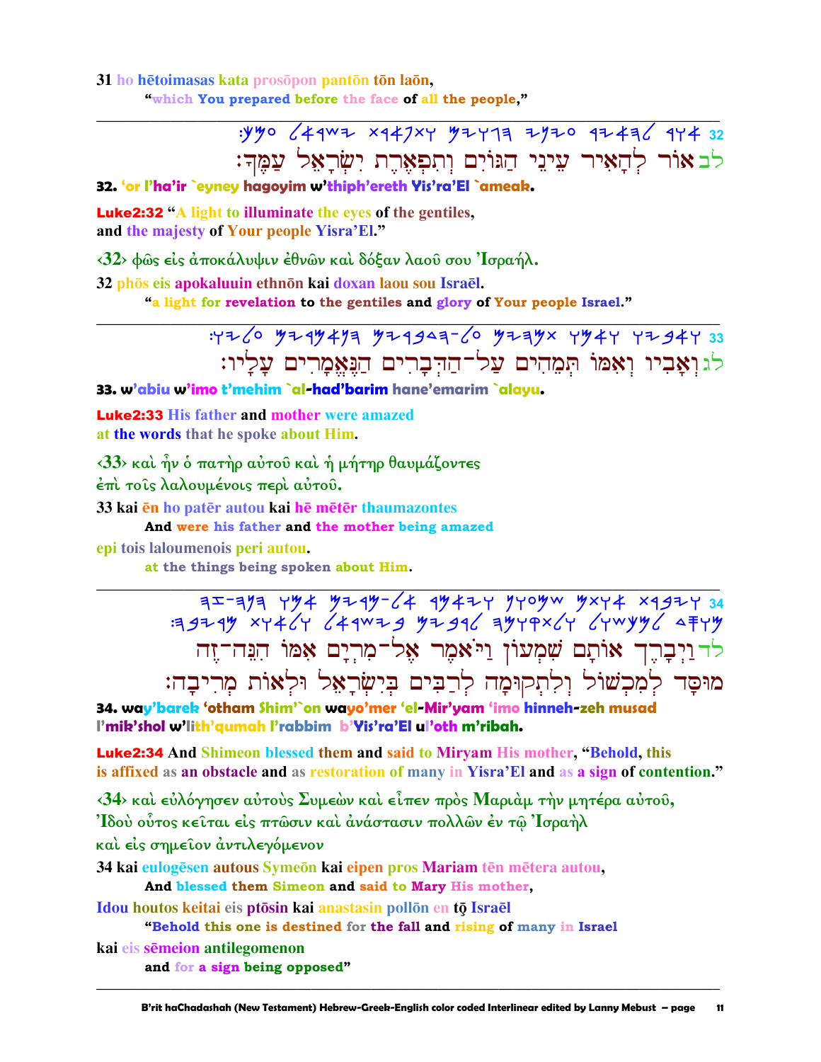31 ho hētoimasas kata prosōpon pantōn tōn laōn,
"which You prepared before the face of all the people,"

---

:𐤏𐤌𐤊 𐤉𐤔𐤓𐤀𐤋 𐤅𐤕𐤐𐤀𐤓𐤕 𐤄𐤂𐤅𐤉𐤌 𐤏𐤉𐤍𐤉 𐤋𐤄𐤀𐤉𐤓 𐤀𐤅𐤓 32

לב אוֹר לְהָאִיר עֵינֵי הַגּוֹיִם וְתִפְאֶרֶת יִשְׂרָאֵל עַמֶּךָ:

**32. 'or l'ha'ir `eyney hagoyim w'thiph'ereth Yis'ra'El `ameak.**

**Luke2:32** "A light to illuminate the eyes of the gentiles,
and the majesty of Your people Yisra'El."

‹32› φῶς εἰς ἀποκάλυψιν ἐθνῶν καὶ δόξαν λαοῦ σου Ἰσραήλ.

32 phōs eis apokaluuin ethnōn kai doxan laou sou Israēl.
"a light for revelation to the gentiles and glory of Your people Israel."

---

:𐤏𐤋𐤉𐤅 𐤄𐤍𐤀𐤌𐤓𐤉𐤌 𐤄𐤃𐤁𐤓𐤉𐤌-𐤏𐤋 𐤕𐤌𐤄𐤉𐤌 𐤅𐤀𐤌𐤅 𐤅𐤀𐤁𐤉𐤅 33

לג וְאָבִיו וְאִמּוֹ תְּמֵהִים עַל־הַדְּבָרִים הַנֶּאֱמָרִים עָלָיו:

**33. w'abiu w'imo t'mehim `al-had'barim hane'emarim `alayu.**

**Luke2:33** His father and mother were amazed
at the words that he spoke about Him.

‹33› καὶ ἦν ὁ πατὴρ αὐτοῦ καὶ ἡ μήτηρ θαυμάζοντες
ἐπὶ τοῖς λαλουμένοις περὶ αὐτοῦ.

33 kai ēn ho patēr autou kai hē mētēr thaumazontes
And were his father and the mother being amazed
epi tois laloumenois peri autou.
at the things being spoken about Him.

---

𐤄𐤍𐤄-𐤆𐤄 𐤀𐤌𐤅 𐤌𐤓𐤉𐤌-𐤀𐤋 𐤅𐤉𐤀𐤌𐤓 𐤔𐤌𐤏𐤅𐤍 𐤀𐤅𐤕𐤌 𐤅𐤉𐤁𐤓𐤊 34
:𐤌𐤓𐤉𐤁𐤄 𐤅𐤋𐤀𐤅𐤕 𐤁𐤉𐤔𐤓𐤀𐤋 𐤋𐤓𐤁𐤉𐤌 𐤅𐤋𐤕𐤒𐤅𐤌𐤄 𐤋𐤌𐤊𐤔𐤅𐤋 𐤌𐤅𐤎𐤃

לד וַיְבָרֶךְ אוֹתָם שִׁמְעוֹן וַיֹּאמֶר אֶל־מִרְיָם אִמּוֹ הִנֵּה־זֶה
מוּסָד לְמִכְשׁוֹל וְלִתְקוּמָה לְרַבִּים בְּיִשְׂרָאֵל וּלְאוֹת מְרִיבָה:

**34. way'barek 'otham Shim'`on wayo'mer 'el-Mir'yam 'imo hinneh-zeh musad l'mik'shol w'lith'qumah l'rabbim b'Yis'ra'El ul'oth m'ribah.**

**Luke2:34** And Shimeon blessed them and said to Miryam His mother, "Behold, this is affixed as an obstacle and as restoration of many in Yisra'El and as a sign of contention."

‹34› καὶ εὐλόγησεν αὐτοὺς Συμεὼν καὶ εἶπεν πρὸς Μαριὰμ τὴν μητέρα αὐτοῦ,
Ἰδοὺ οὗτος κεῖται εἰς πτῶσιν καὶ ἀνάστασιν πολλῶν ἐν τῷ Ἰσραὴλ
καὶ εἰς σημεῖον ἀντιλεγόμενον

34 kai eulogēsen autous Symeōn kai eipen pros Mariam tēn mētera autou,
And blessed them Simeon and said to Mary His mother,
Idou houtos keitai eis ptōsin kai anastasin pollōn en tō̧ Israēl
"Behold this one is destined for the fall and rising of many in Israel
kai eis sēmeion antilegomenon
and for a sign being opposed"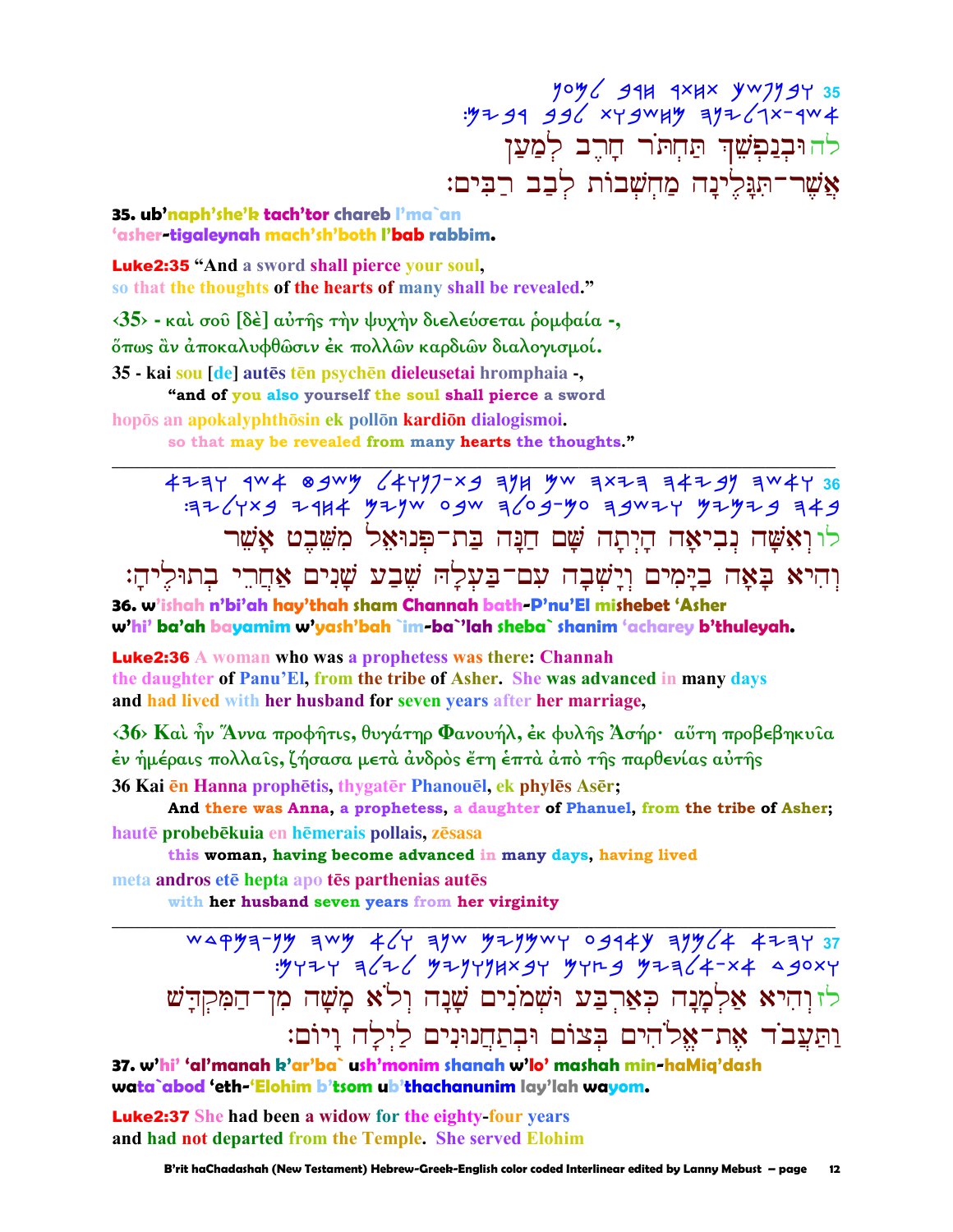35 ובנפשך תחתר חרב למען אשר־תגלינה מחשבות לבב רבים׃

לה וּבְנַפְשֵׁךְ תַּחְתֹּר חָרֶב לְמַעַן אֲשֶׁר־תִּגָּלֶינָה מַחְשְׁבוֹת לְבַב רַבִּים׃

**35. ub'naph'she'k tach'tor chareb l'ma`an 'asher-tigaleynah mach'sh'both l'bab rabbim.**

**Luke2:35** "And a sword shall pierce your soul, so that the thoughts of the hearts of many shall be revealed."

‹35› - καὶ σοῦ [δὲ] αὐτῆς τὴν ψυχὴν διελεύσεται ῥομφαία -, ὅπως ἂν ἀποκαλυφθῶσιν ἐκ πολλῶν καρδιῶν διαλογισμοί.

35 - kai sou [de] autēs tēn psychēn dieleusetai hromphaia -,
"and of you also yourself the soul shall pierce a sword
hopōs an apokalyphthōsin ek pollōn kardiōn dialogismoi.
so that may be revealed from many hearts the thoughts."

---

36 ואשה נביאה היתה שם חנה בת־פנואל משבט אשר והיא באה בימים וישבה עם־בעלה שבע שנים אחרי בתוליה׃

לו וְאִשָּׁה נְבִיאָה הָיְתָה שָׁם חַנָּה בַּת־פְּנוּאֵל מִשֵּׁבֶט אָשֵׁר וְהִיא בָּאָה בַּיָּמִים וְיָשְׁבָה עִם־בַּעְלָהּ שֶׁבַע שָׁנִים אַחֲרֵי בְתוּלֶיהָ׃

**36. w'ishah n'bi'ah hay'thah sham Channah bath-P'nu'El mishebet 'Asher w'hi' ba'ah bayamim w'yash'bah `im-ba`'lah sheba` shanim 'acharey b'thuleyah.**

**Luke2:36** A woman who was a prophetess was there: Channah the daughter of Panu'El, from the tribe of Asher. She was advanced in many days and had lived with her husband for seven years after her marriage,

‹36› Καὶ ἦν Ἅννα προφῆτις, θυγάτηρ Φανουήλ, ἐκ φυλῆς Ἀσήρ· αὕτη προβεβηκυῖα ἐν ἡμέραις πολλαῖς, ζήσασα μετὰ ἀνδρὸς ἔτη ἑπτὰ ἀπὸ τῆς παρθενίας αὐτῆς

36 Kai ēn Hanna prophētis, thygatēr Phanouēl, ek phylēs Asēr;
And there was Anna, a prophetess, a daughter of Phanuel, from the tribe of Asher;
hautē probebēkuia en hēmerais pollais, zēsasa
this woman, having become advanced in many days, having lived
meta andros etē hepta apo tēs parthenias autēs
with her husband seven years from her virginity

---

37 והיא אלמנה כארבע ושמנים שנה ולא משה מן־המקדש ותעבד את־אלהים בצום ובתחנונים לילה ויום׃

לז וְהִיא אַלְמָנָה כְּאַרְבַּע וּשְׁמֹנִים שָׁנָה וְלֹא מָשָׁה מִן־הַמִּקְדָּשׁ וַתַּעֲבֹד אֶת־אֱלֹהִים בְּצוֹם וּבְתַחֲנוּנִים לַיְלָה וָיוֹם׃

**37. w'hi' 'al'manah k'ar'ba` ush'monim shanah w'lo' mashah min-haMiq'dash wata`abod 'eth-'Elohim b'tsom ub'thachanunim lay'lah wayom.**

**Luke2:37** She had been a widow for the eighty-four years and had not departed from the Temple. She served Elohim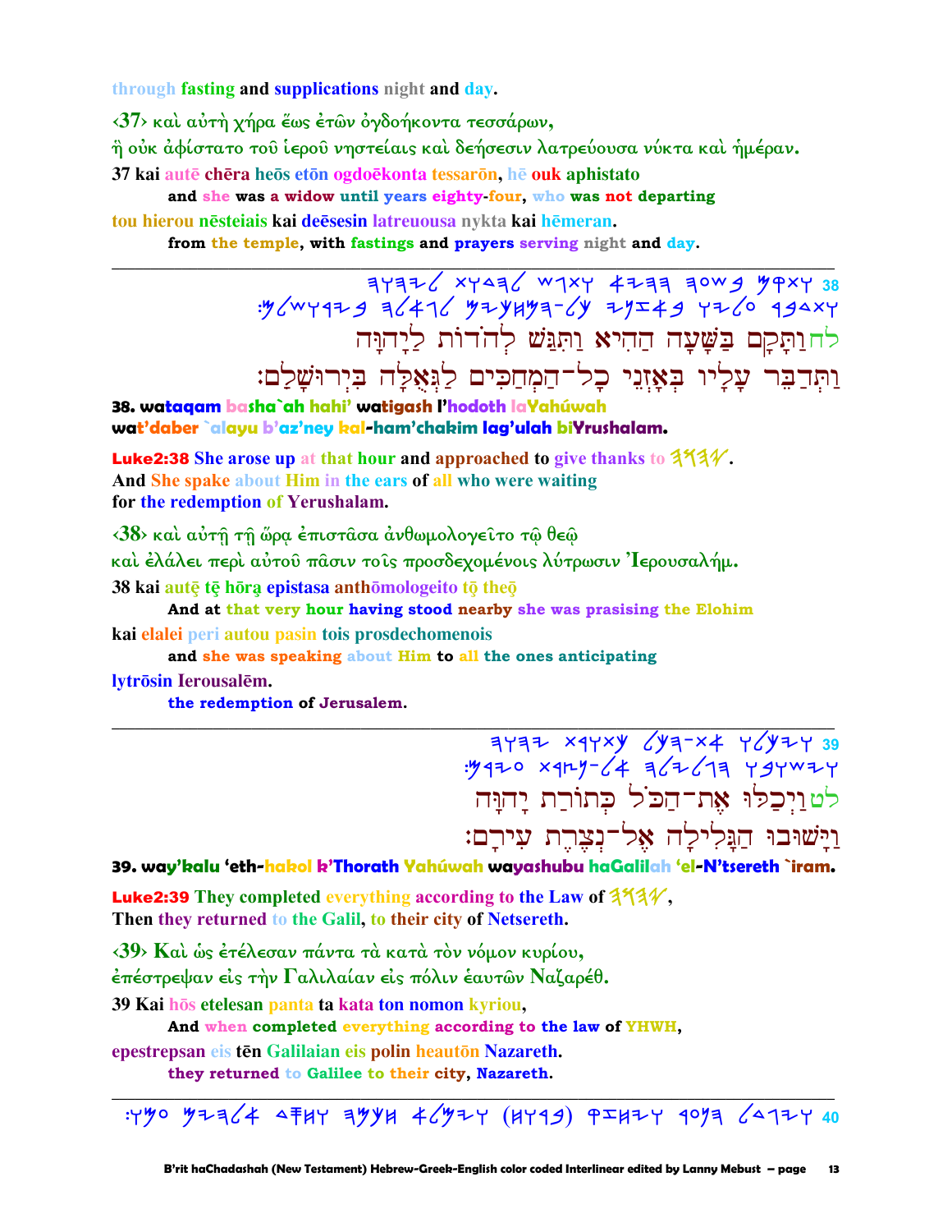through fasting and supplications night and day.

‹37› καὶ αὐτὴ χήρα ἕως ἐτῶν ὀγδοήκοντα τεσσάρων,
ἣ οὐκ ἀφίστατο τοῦ ἱεροῦ νηστείαις καὶ δεήσεσιν λατρεύουσα νύκτα καὶ ἡμέραν.

37 kai autē chēra heōs etōn ogdoēkonta tessarōn, hē ouk aphistato
**and she was a widow until years eighty-four, who was not departing**

tou hierou nēsteiais kai deēsesin latreuousa nykta kai hēmeran.
**from the temple, with fastings and prayers serving night and day.**

---

38 ותקם בשעה ההיא ותגש להודות ליהוה ותדבר עליו באזני כל-המחכים לגאלה בירושלם:

לחוַתָּקָם בַּשָּׁעָה הַהִיא וַתִּגַּשׁ לְהֹדוֹת לַיהוָה
וַתְּדַבֵּר עָלָיו בְּאָזְנֵי כָל־הַמְחַכִּים לִגְאֻלָּה בִּירוּשָׁלַם׃

**38. wataqam basha`ah hahi' watigash l'hodoth laYahúwah**
**wat'daber `alayu b'az'ney kal-ham'chakim lag'ulah biYrushalam.**

Luke2:38 She arose up at that hour and approached to give thanks to 𐤉𐤄𐤅𐤄.
And She spake about Him in the ears of all who were waiting
for the redemption of Yerushalam.

‹38› καὶ αὐτῇ τῇ ὥρᾳ ἐπιστᾶσα ἀνθωμολογεῖτο τῷ θεῷ
καὶ ἐλάλει περὶ αὐτοῦ πᾶσιν τοῖς προσδεχομένοις λύτρωσιν Ἰερουσαλήμ.

38 kai autē tē hōra epistasa anthōmologeito tō theō
**And at that very hour having stood nearby she was prasising the Elohim**

kai elalei peri autou pasin tois prosdechomenois
**and she was speaking about Him to all the ones anticipating**

lytrōsin Ierousalēm.
**the redemption of Jerusalem.**

---

39 ויכלו את-הכל כתורת יהוה וישובו הגלילה אל-נצרת עירם:

לטוַיְכַלּוּ אֶת־הַכֹּל כְּתוֹרַת יָהוָה
וַיָּשׁוּבוּ הַגָּלִילָה אֶל־נְצֶרֶת עִירָם׃

**39. way'kalu 'eth-hakol k'Thorath Yahúwah wayashubu haGalilah 'el-N'tsereth `iram.**

Luke2:39 They completed everything according to the Law of 𐤉𐤄𐤅𐤄,
Then they returned to the Galil, to their city of Netsereth.

‹39› Καὶ ὡς ἐτέλεσαν πάντα τὰ κατὰ τὸν νόμον κυρίου,
ἐπέστρεψαν εἰς τὴν Γαλιλαίαν εἰς πόλιν ἑαυτῶν Ναζαρέθ.

39 Kai hōs etelesan panta ta kata ton nomon kyriou,
**And when completed everything according to the law of YHWH,**

epestrepsan eis tēn Galilaian eis polin heautōn Nazareth.
**they returned to Galilee to their city, Nazareth.**

---

40 והילד גדל וחזק (ברוח) ומלא חכמה וחסד אלהים עליו: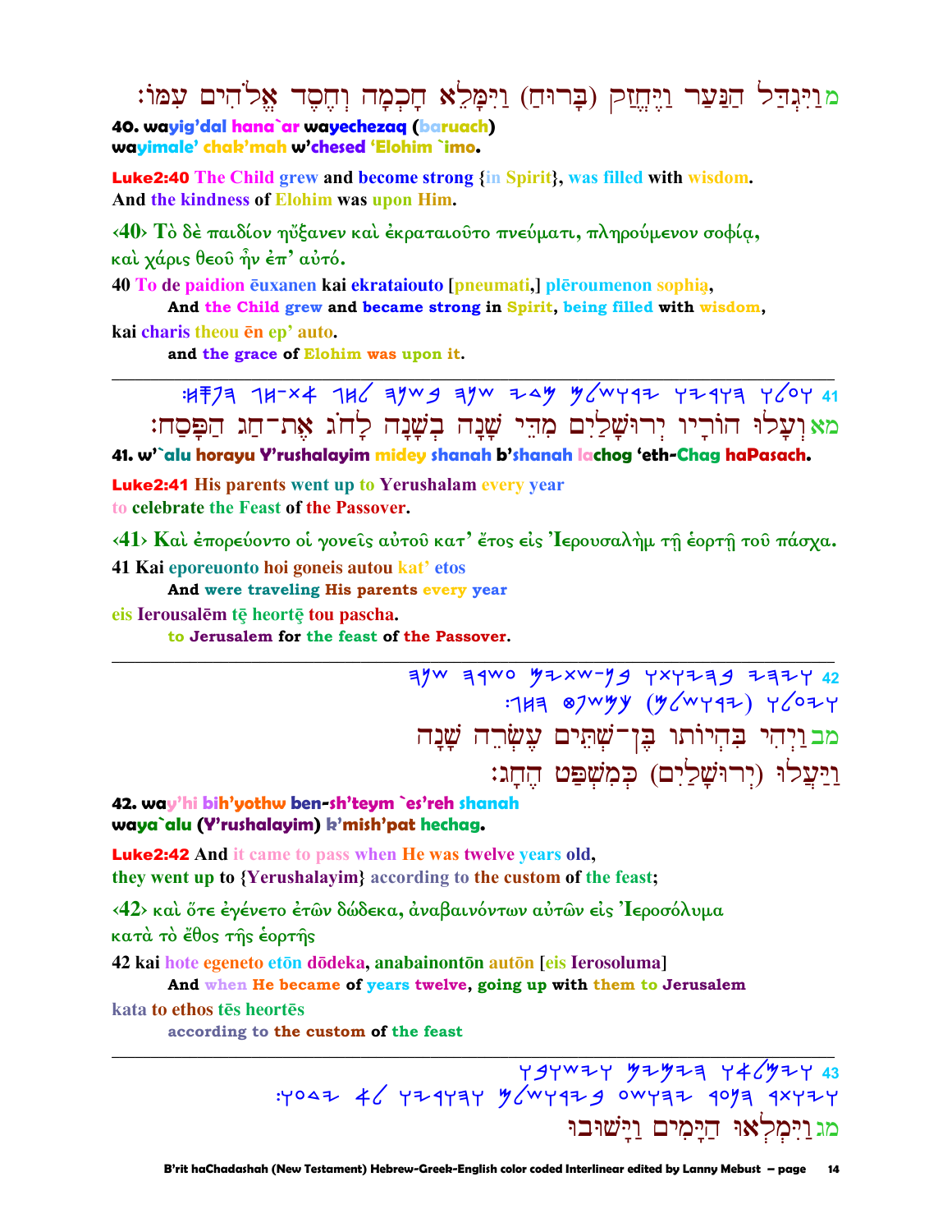מ וַיִּגְדַּל הַנַּעַר וַיֶּחֱזַק (בָּרוּחַ) וַיִּמָּלֵא חָכְמָה וְחֶסֶד אֱלֹהִים עִמּוֹ׃

**40. wayig'dal hana`ar wayechezaq (baruach)**
**wayimale' chak'mah w'chesed 'Elohim `imo.**

**Luke2:40 The Child grew and become strong {in Spirit}, was filled with wisdom.**
**And the kindness of Elohim was upon Him.**

‹40› Τὸ δὲ παιδίον ηὔξανεν καὶ ἐκραταιοῦτο πνεύματι, πληρούμενον σοφίᾳ,
καὶ χάρις θεοῦ ἦν ἐπ' αὐτό.

40 To de paidion ēuxanen kai ekrataiouto [pneumati,] plēroumenon sophią,
**And the Child grew and became strong in Spirit, being filled with wisdom,**
kai charis theou ēn ep' auto.
**and the grace of Elohim was upon it.**

---

41 ועלו הוריו ירושלים מדי שנה בשנה לחג את־חג הפסח׃

מא וְעָלוּ הוֹרָיו יְרוּשָׁלַיִם מִדֵּי שָׁנָה בְשָׁנָה לָחֹג אֶת־חַג הַפָּסַח׃

**41. w'`alu horayu Y'rushalayim midey shanah b'shanah lachog 'eth-Chag haPasach.**

**Luke2:41 His parents went up to Yerushalam every year**
**to celebrate the Feast of the Passover.**

‹41› Καὶ ἐπορεύοντο οἱ γονεῖς αὐτοῦ κατ' ἔτος εἰς Ἰερουσαλὴμ τῇ ἑορτῇ τοῦ πάσχα.

41 Kai eporeuonto hoi goneis autou kat' etos
**And were traveling His parents every year**
eis Ierousalēm tę heortę tou pascha.
**to Jerusalem for the feast of the Passover.**

---

42 ויהי בהיותו בן־שתים עשרה שנה
ויעלו (ירושלים) כמשפט החג׃

מב וַיְהִי בִּהְיוֹתוֹ בֶּן־שְׁתֵּים עֶשְׂרֵה שָׁנָה
וַיַּעֲלוּ (יְרוּשָׁלַיִם) כְּמִשְׁפַּט הֶחָג׃

**42. way'hi bih'yothw ben-sh'teym `es'reh shanah**
**waya`alu (Y'rushalayim) k'mish'pat hechag.**

**Luke2:42 And it came to pass when He was twelve years old,**
**they went up to {Yerushalayim} according to the custom of the feast;**

‹42› καὶ ὅτε ἐγένετο ἐτῶν δώδεκα, ἀναβαινόντων αὐτῶν εἰς Ἱεροσόλυμα
κατὰ τὸ ἔθος τῆς ἑορτῆς

42 kai hote egeneto etōn dōdeka, anabainontōn autōn [eis Ierosoluma]
**And when He became of years twelve, going up with them to Jerusalem**
kata to ethos tēs heortēs
**according to the custom of the feast**

---

43 וימלאו הימים וישובו
ויתר נער ישוע בירושלים והוריו לא ידעו׃

מג וַיִּמְלְאוּ הַיָּמִים וַיָּשׁוּבוּ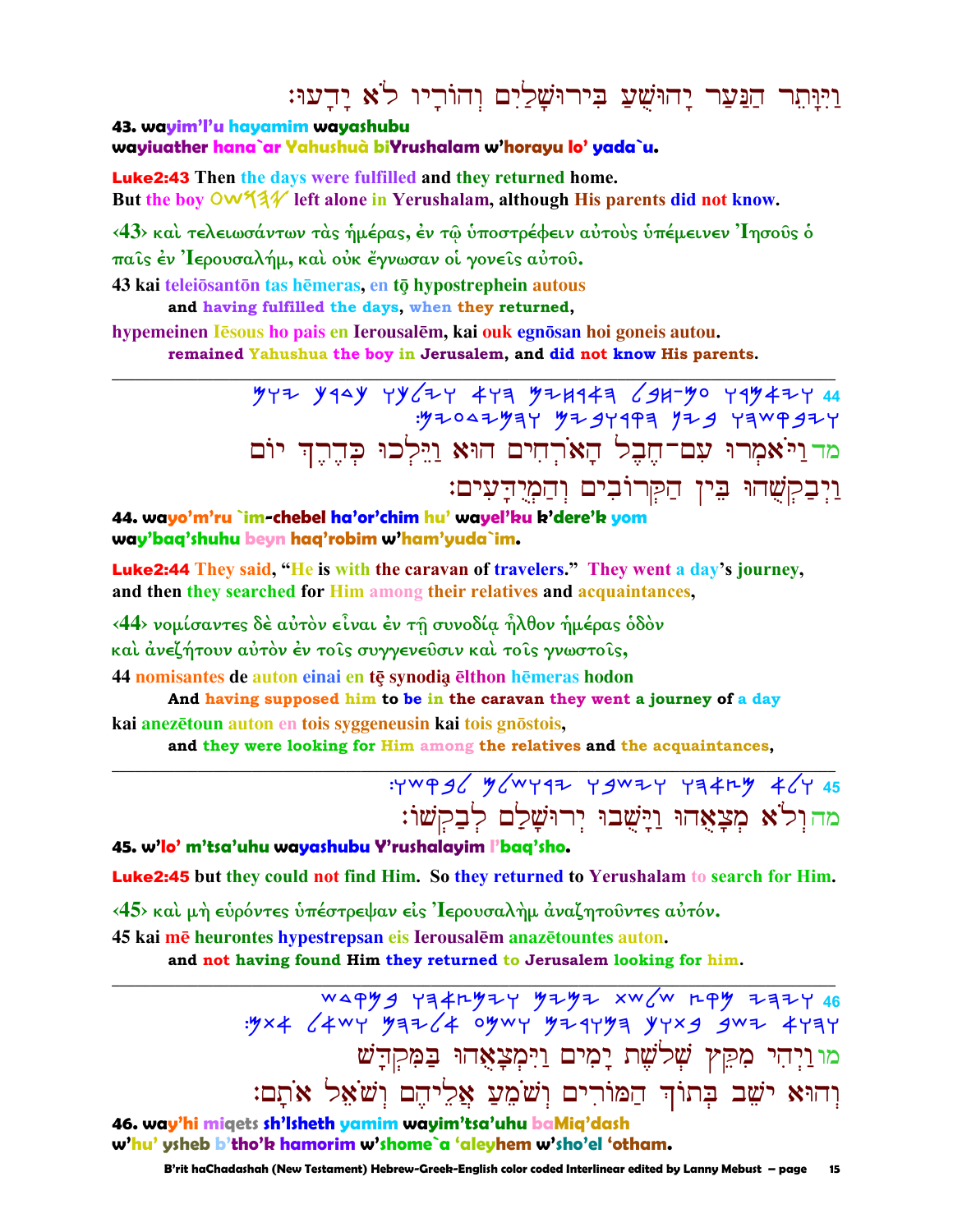וַיִּוָּתֵר הַנַּעַר יָהוּשֻׁעַ בִּירוּשָׁלַיִם וְהוֹרָיו לֹא יָדָעוּ׃

**43. wayim'l'u hayamim wayashubu**
**wayiuather hana`ar Yahushuà biYrushalam w'horayu lo' yada`u.**

**Luke2:43** Then the days were fulfilled and they returned home.
But the boy 𐤏𐤅𐤔𐤄𐤉 left alone in Yerushalam, although His parents did not know.

‹43› καὶ τελειωσάντων τὰς ἡμέρας, ἐν τῷ ὑποστρέφειν αὐτοὺς ὑπέμεινεν Ἰησοῦς ὁ παῖς ἐν Ἰερουσαλήμ, καὶ οὐκ ἔγνωσαν οἱ γονεῖς αὐτοῦ.

43 kai teleiōsantōn tas hēmeras, en tō hypostrephein autous
**and having fulfilled the days, when they returned,**

hypemeinen Iēsous ho pais en Ierousalēm, kai ouk egnōsan hoi goneis autou.
**remained Yahushua the boy in Jerusalem, and did not know His parents.**

---

44 ויאמרו עם-חבל הארחים הוא וילכו כדרך יום ויבקשהו בין הקרובים והמידעים:

מד וַיֹּאמְרוּ עִם־חֶבֶל הָאֹרְחִים הוּא וַיֵּלְכוּ כְּדֶרֶךְ יוֹם וַיְבַקְשֻׁהוּ בֵּין הַקְּרוֹבִים וְהַמְיֻדָּעִים׃

**44. wayo'm'ru `im-chebel ha'or'chim hu' wayel'ku k'dere'k yom**
**way'baq'shuhu beyn haq'robim w'ham'yuda`im.**

**Luke2:44** They said, "He is with the caravan of travelers." They went a day's journey, and then they searched for Him among their relatives and acquaintances,

‹44› νομίσαντες δὲ αὐτὸν εἶναι ἐν τῇ συνοδίᾳ ἦλθον ἡμέρας ὁδὸν καὶ ἀνεζήτουν αὐτὸν ἐν τοῖς συγγενεῦσιν καὶ τοῖς γνωστοῖς,

44 nomisantes de auton einai en tē synodią ēlthon hēmeras hodon
**And having supposed him to be in the caravan they went a journey of a day**

kai anezētoun auton en tois syggeneusin kai tois gnōstois,
**and they were looking for Him among the relatives and the acquaintances,**

---

45 ולא מצאהו וישבו ירושלם לבקשו:

מה וְלֹא מְצָאֻהוּ וַיָּשֻׁבוּ יְרוּשָׁלַיִם לְבַקְשׁוֹ׃

**45. w'lo' m'tsa'uhu wayashubu Y'rushalayim l'baq'sho.**

**Luke2:45** but they could not find Him. So they returned to Yerushalam to search for Him.

‹45› καὶ μὴ εὑρόντες ὑπέστρεψαν εἰς Ἰερουσαλὴμ ἀναζητοῦντες αὐτόν.

45 kai mē heurontes hypestrepsan eis Ierousalēm anazētountes auton.
**and not having found Him they returned to Jerusalem looking for him.**

---

46 ויהי מקץ שלשת ימים וימצאהו במקדש והוא ישב בתוך המורים ושמע אליהם ושאל אתם:

מו וַיְהִי מִקֵּץ שְׁלֹשֶׁת יָמִים וַיִּמְצָאֻהוּ בַּמִּקְדָּשׁ וְהוּא יֹשֵׁב בְּתוֹךְ הַמּוֹרִים וְשֹׁמֵעַ אֲלֵיהֶם וְשֹׁאֵל אֹתָם׃

**46. way'hi miqets sh'lsheth yamim wayim'tsa'uhu baMiq'dash**
**w'hu' ysheb b'tho'k hamorim w'shome`a 'aleyhem w'sho'el 'otham.**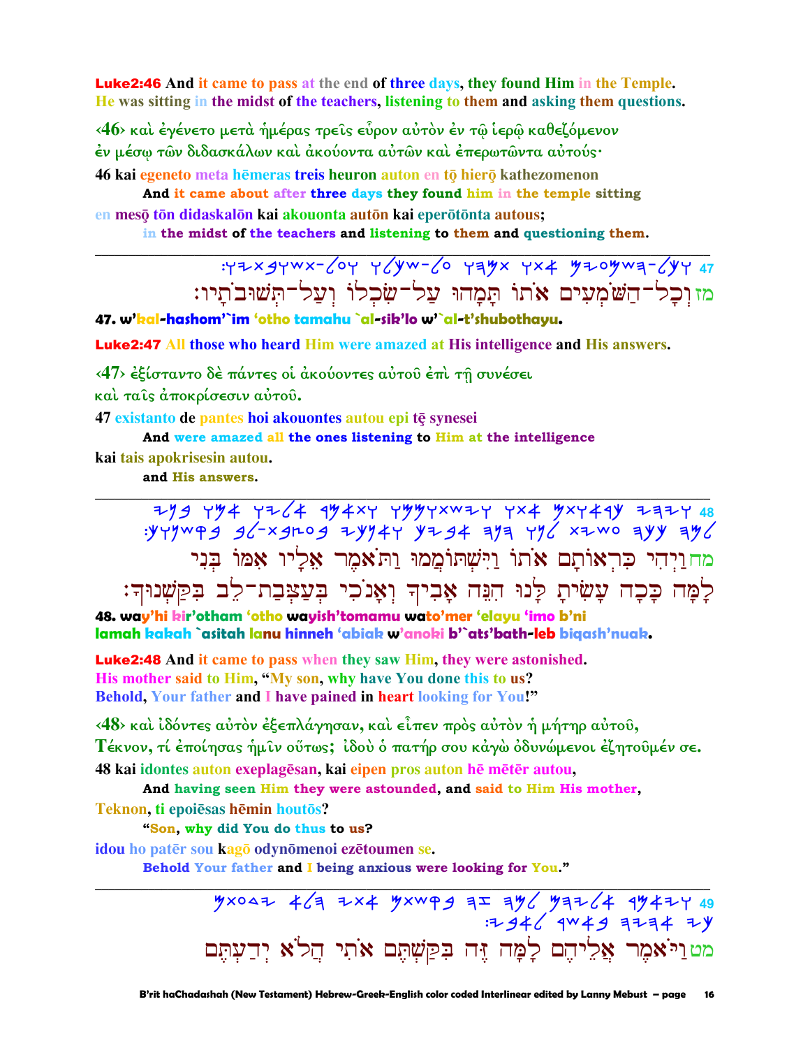**Luke2:46** And it came to pass at the end of three days, they found Him in the Temple. He was sitting in the midst of the teachers, listening to them and asking them questions.

‹46› καὶ ἐγένετο μετὰ ἡμέρας τρεῖς εὗρον αὐτὸν ἐν τῷ ἱερῷ καθεζόμενον ἐν μέσῳ τῶν διδασκάλων καὶ ἀκούοντα αὐτῶν καὶ ἐπερωτῶντα αὐτούς·

46 kai egeneto meta hēmeras treis heuron auton en tō hierō kathezomenon
**And it came about after three days they found him in the temple sitting**

en mesō tōn didaskalōn kai akouonta autōn kai eperōtōnta autous;
**in the midst of the teachers and listening to them and questioning them.**

---

47 מזוְכָל־הַשֹּׁמְעִים אֹתוֹ תָּמְהוּ עַל־שִׂכְלוֹ וְעַל־תְּשׁוּבֹתָיו׃

**47. w'kal-hashom'`im 'otho tamahu `al-sik'lo w'`al-t'shubothayu.**

**Luke2:47** All those who heard Him were amazed at His intelligence and His answers.

‹47› ἐξίσταντο δὲ πάντες οἱ ἀκούοντες αὐτοῦ ἐπὶ τῇ συνέσει καὶ ταῖς ἀποκρίσεσιν αὐτοῦ.

47 existanto de pantes hoi akouontes autou epi tē synesei
**And were amazed all the ones listening to Him at the intelligence**

kai tais apokrisesin autou.
**and His answers.**

---

48 מחוַיְהִי כִּרְאוֹתָם אֹתוֹ וַיִּשְׁתּוֹמְמוּ וַתֹּאמֶר אֵלָיו אִמּוֹ בְּנִי לָמָּה כָּכָה עָשִׂיתָ לָּנוּ הִנֵּה אָבִיךָ וְאָנֹכִי בְּעַצְּבַת־לֵב בִּקַּשְׁנוּךָ׃

**48. way'hi kir'otham 'otho wayish'tomamu wato'mer 'elayu 'imo b'ni lamah kakah `asitah lanu hinneh 'abiak w'anoki b'`ats'bath-leb biqash'nuak.**

**Luke2:48** And it came to pass when they saw Him, they were astonished. His mother said to Him, "My son, why have You done this to us? Behold, Your father and I have pained in heart looking for You!"

‹48› καὶ ἰδόντες αὐτὸν ἐξεπλάγησαν, καὶ εἶπεν πρὸς αὐτὸν ἡ μήτηρ αὐτοῦ, Τέκνον, τί ἐποίησας ἡμῖν οὕτως; ἰδοὺ ὁ πατήρ σου κἀγὼ ὀδυνώμενοι ἐζητοῦμέν σε.

48 kai idontes auton exeplagēsan, kai eipen pros auton hē mētēr autou,
**And having seen Him they were astounded, and said to Him His mother,**

Teknon, ti epoiēsas hēmin houtōs?
**"Son, why did You do thus to us?**

idou ho patēr sou kagō odynōmenoi ezētoumen se.
**Behold Your father and I being anxious were looking for You."**

---

49 מטוַיֹּאמֶר אֲלֵיהֶם לָמָּה זֶּה בִּקַּשְׁתֶּם אֹתִי הֲלֹא יְדַעְתֶּם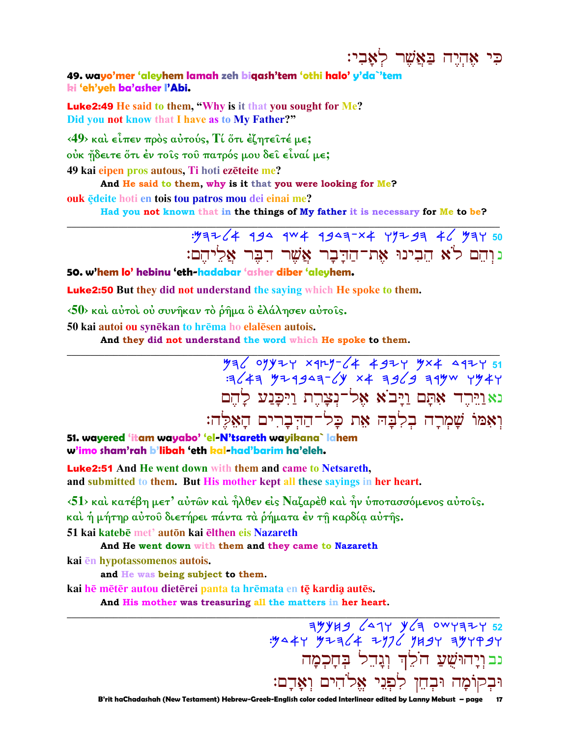כִּי אֶהְיֶה בַּאֲשֶׁר לְאָבִי׃

**49. wayo'mer 'aleyhem lamah zeh biqash'tem 'othi halo' y'da`'tem ki 'eh'yeh ba'asher l'Abi.**

**Luke2:49** He said to them, "Why is it that you sought for Me? Did you not know that I have as to My Father?"

‹49› καὶ εἶπεν πρὸς αὐτούς, Τί ὅτι ἐζητεῖτέ με; οὐκ ᾔδειτε ὅτι ἐν τοῖς τοῦ πατρός μου δεῖ εἶναί με;

49 kai eipen pros autous, Ti hoti ezēteite me?
  **And He said to them, why is it that you were looking for Me?**

ouk ēdeite hoti en tois tou patros mou dei einai me?
  **Had you not known that in the things of My father it is necessary for Me to be?**

---

50 וְהֵם לֹא הֵבִינוּ אֶת־הַדָּבָר אֲשֶׁר דִּבֶּר אֲלֵיהֶם׃

**50. w'hem lo' hebinu 'eth-hadabar 'asher diber 'aleyhem.**

**Luke2:50** But they did not understand the saying which He spoke to them.

‹50› καὶ αὐτοὶ οὐ συνῆκαν τὸ ῥῆμα ὃ ἐλάλησεν αὐτοῖς.

50 kai autoi ou synēkan to hrēma ho elalēsen autois.
  **And they did not understand the word which He spoke to them.**

---

51 וַיֵּרֶד אִתָּם וַיָּבֹא אֶל־נְצָרֶת וַיִּכָּנַע לָהֶם
וְאִמּוֹ שָׁמְרָה בְלִבָּהּ אֵת כָּל־הַדְּבָרִים הָאֵלֶּה׃

**51. wayered 'itam wayabo' 'el-N'tsareth wayikana` lahem w'imo sham'rah b'libah 'eth kal-had'barim ha'eleh.**

**Luke2:51** And He went down with them and came to Netsareth, and submitted to them. But His mother kept all these sayings in her heart.

‹51› καὶ κατέβη μετ' αὐτῶν καὶ ἦλθεν εἰς Ναζαρὲθ καὶ ἦν ὑποτασσόμενος αὐτοῖς. καὶ ἡ μήτηρ αὐτοῦ διετήρει πάντα τὰ ῥήματα ἐν τῇ καρδίᾳ αὐτῆς.

51 kai katebē met' autōn kai ēlthen eis Nazareth
  **And He went down with them and they came to Nazareth**

kai ēn hypotassomenos autois.
  **and He was being subject to them.**

kai hē mētēr autou dietērei panta ta hrēmata en tē kardią autēs.
  **And His mother was treasuring all the matters in her heart.**

---

52 וְיֵהוֹשֻׁעַ הָלֵךְ וְגָדֵל בְּחָכְמָה
וּבְקוֹמָה וּבְחֵן לִפְנֵי אֱלֹהִים וְאָדָם׃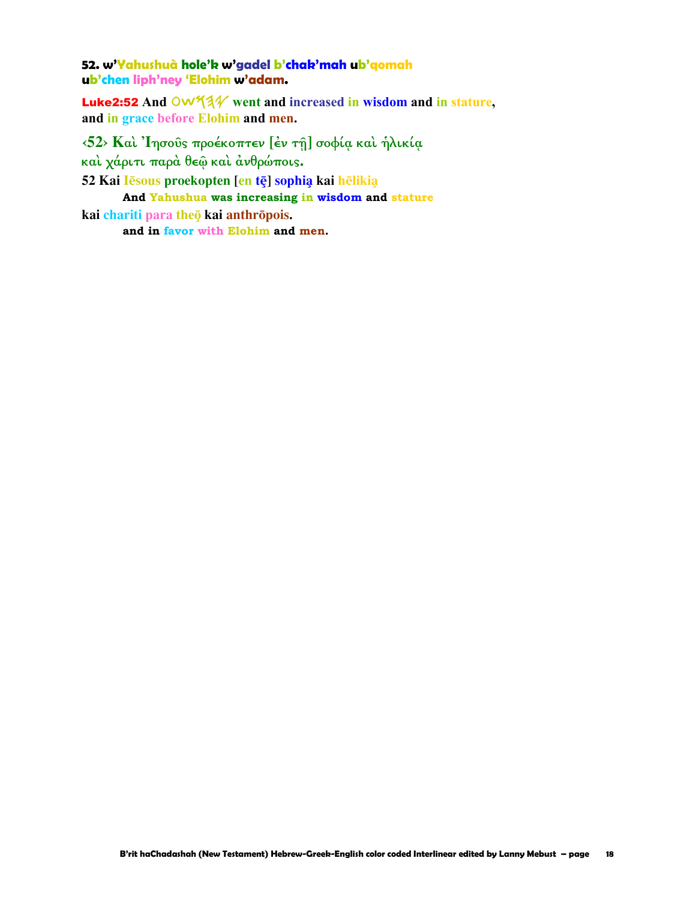**52. w'Yahushuà hole'k w'gadel b'chak'mah ub'qomah ub'chen liph'ney 'Elohim w'adam.**

**Luke2:52 And 𐤏𐤅𐤔𐤄𐤉 went and increased in wisdom and in stature, and in grace before Elohim and men.**

**‹52› Καὶ Ἰησοῦς προέκοπτεν [ἐν τῇ] σοφίᾳ καὶ ἡλικίᾳ καὶ χάριτι παρὰ θεῷ καὶ ἀνθρώποις.**

**52 Kai Iēsous proekopten [en tȩ̄] sophia̧ kai hēlikia̧**

**And Yahushua was increasing in wisdom and stature**

**kai chariti para theō̧ kai anthrōpois.**

**and in favor with Elohim and men.**